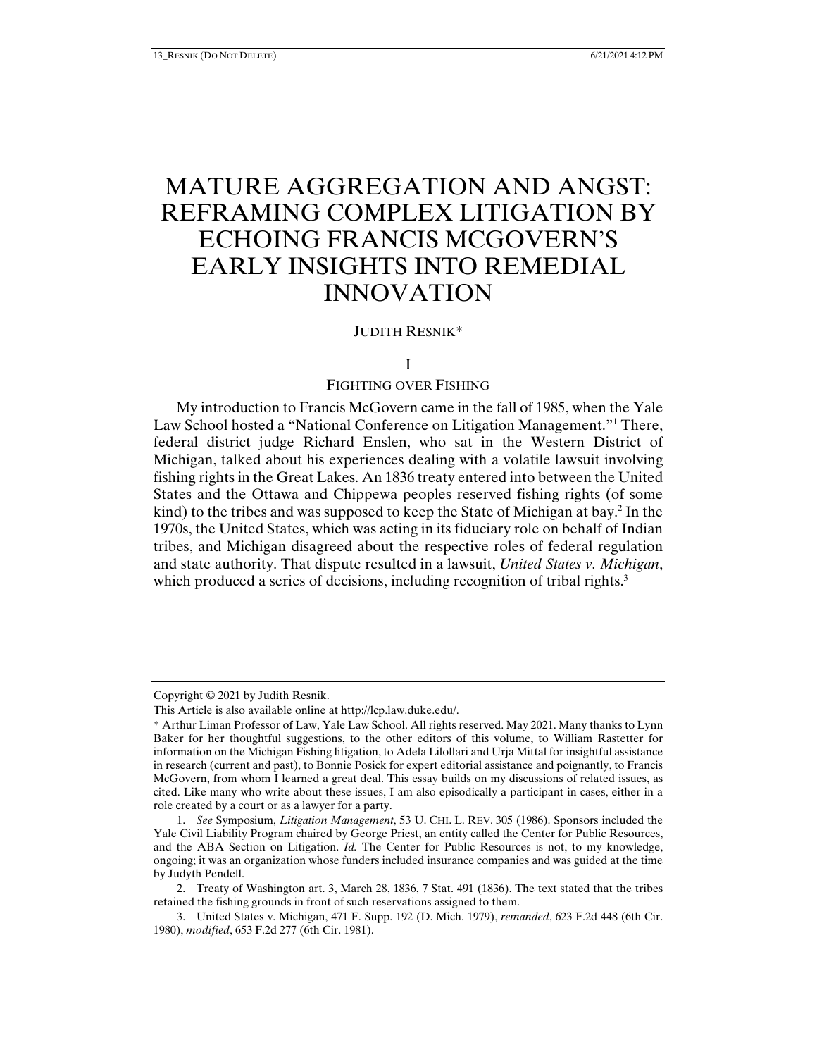# MATURE AGGREGATION AND ANGST: REFRAMING COMPLEX LITIGATION BY ECHOING FRANCIS MCGOVERN'S EARLY INSIGHTS INTO REMEDIAL INNOVATION

JUDITH RESNIK*

## I

### FIGHTING OVER FISHING

My introduction to Francis McGovern came in the fall of 1985, when the Yale Law School hosted a "National Conference on Litigation Management."[1] There, federal district judge Richard Enslen, who sat in the Western District of Michigan, talked about his experiences dealing with a volatile lawsuit involving fishing rights in the Great Lakes. An 1836 treaty entered into between the United States and the Ottawa and Chippewa peoples reserved fishing rights (of some kind) to the tribes and was supposed to keep the State of Michigan at bay.[2] In the 1970s, the United States, which was acting in its fiduciary role on behalf of Indian tribes, and Michigan disagreed about the respective roles of federal regulation and state authority. That dispute resulted in a lawsuit, *United States v. Michigan*, which produced a series of decisions, including recognition of tribal rights.[3]

---

Copyright © 2021 by Judith Resnik.

This Article is also available online at http://lcp.law.duke.edu/.

\* Arthur Liman Professor of Law, Yale Law School. All rights reserved. May 2021. Many thanks to Lynn Baker for her thoughtful suggestions, to the other editors of this volume, to William Rastetter for information on the Michigan Fishing litigation, to Adela Lilollari and Urja Mittal for insightful assistance in research (current and past), to Bonnie Posick for expert editorial assistance and poignantly, to Francis McGovern, from whom I learned a great deal. This essay builds on my discussions of related issues, as cited. Like many who write about these issues, I am also episodically a participant in cases, either in a role created by a court or as a lawyer for a party.

1. *See* Symposium, *Litigation Management*, 53 U. CHI. L. REV. 305 (1986). Sponsors included the Yale Civil Liability Program chaired by George Priest, an entity called the Center for Public Resources, and the ABA Section on Litigation. *Id.* The Center for Public Resources is not, to my knowledge, ongoing; it was an organization whose funders included insurance companies and was guided at the time by Judyth Pendell.

2. Treaty of Washington art. 3, March 28, 1836, 7 Stat. 491 (1836). The text stated that the tribes retained the fishing grounds in front of such reservations assigned to them.

3. United States v. Michigan, 471 F. Supp. 192 (D. Mich. 1979), *remanded*, 623 F.2d 448 (6th Cir. 1980), *modified*, 653 F.2d 277 (6th Cir. 1981).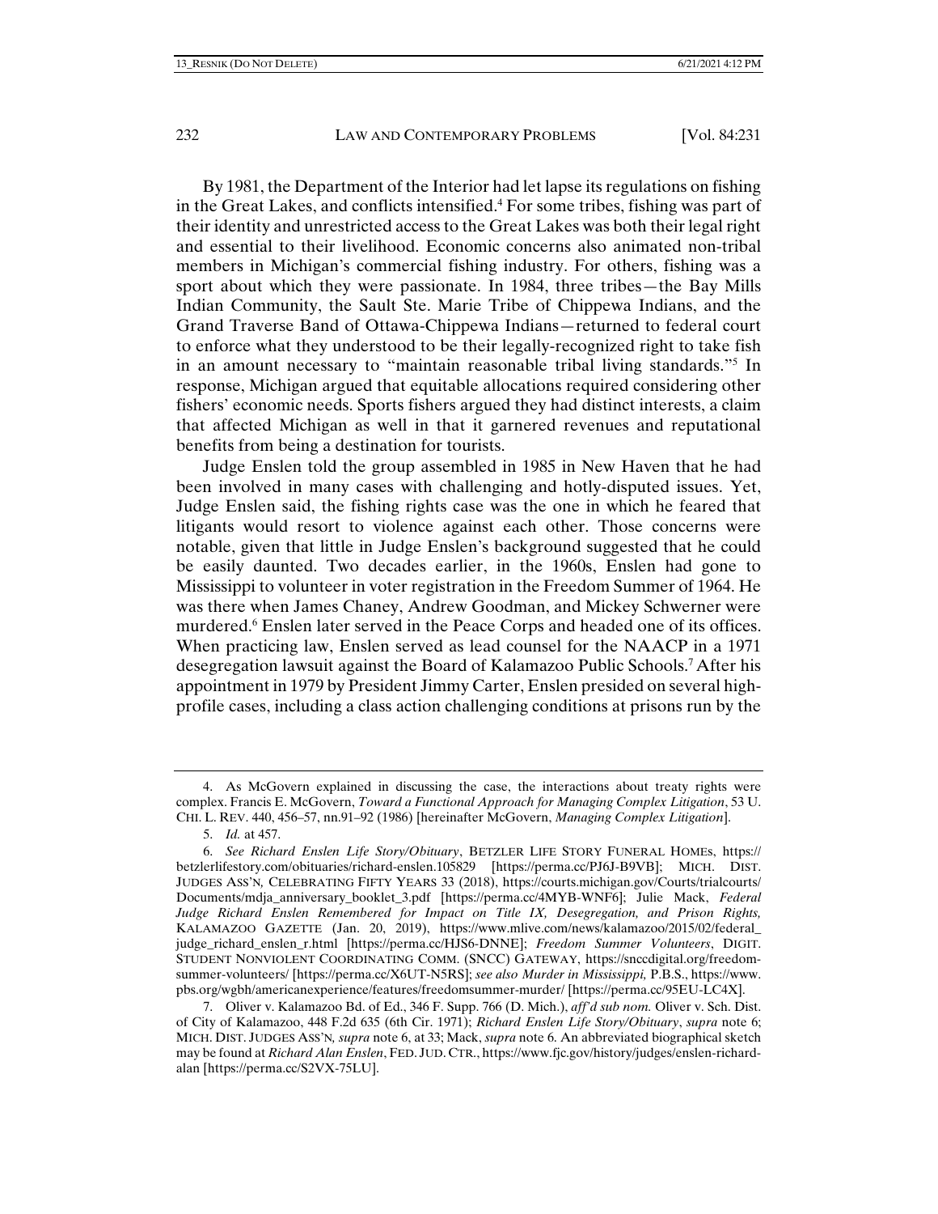By 1981, the Department of the Interior had let lapse its regulations on fishing in the Great Lakes, and conflicts intensified.[4] For some tribes, fishing was part of their identity and unrestricted access to the Great Lakes was both their legal right and essential to their livelihood. Economic concerns also animated non-tribal members in Michigan's commercial fishing industry. For others, fishing was a sport about which they were passionate. In 1984, three tribes—the Bay Mills Indian Community, the Sault Ste. Marie Tribe of Chippewa Indians, and the Grand Traverse Band of Ottawa-Chippewa Indians—returned to federal court to enforce what they understood to be their legally-recognized right to take fish in an amount necessary to "maintain reasonable tribal living standards."[5] In response, Michigan argued that equitable allocations required considering other fishers' economic needs. Sports fishers argued they had distinct interests, a claim that affected Michigan as well in that it garnered revenues and reputational benefits from being a destination for tourists.

Judge Enslen told the group assembled in 1985 in New Haven that he had been involved in many cases with challenging and hotly-disputed issues. Yet, Judge Enslen said, the fishing rights case was the one in which he feared that litigants would resort to violence against each other. Those concerns were notable, given that little in Judge Enslen's background suggested that he could be easily daunted. Two decades earlier, in the 1960s, Enslen had gone to Mississippi to volunteer in voter registration in the Freedom Summer of 1964. He was there when James Chaney, Andrew Goodman, and Mickey Schwerner were murdered.[6] Enslen later served in the Peace Corps and headed one of its offices. When practicing law, Enslen served as lead counsel for the NAACP in a 1971 desegregation lawsuit against the Board of Kalamazoo Public Schools.[7] After his appointment in 1979 by President Jimmy Carter, Enslen presided on several high-profile cases, including a class action challenging conditions at prisons run by the

---

4. As McGovern explained in discussing the case, the interactions about treaty rights were complex. Francis E. McGovern, *Toward a Functional Approach for Managing Complex Litigation*, 53 U. CHI. L. REV. 440, 456–57, nn.91–92 (1986) [hereinafter McGovern, *Managing Complex Litigation*].

5. *Id.* at 457.

6. *See Richard Enslen Life Story/Obituary*, BETZLER LIFE STORY FUNERAL HOMES, https://betzlerlifestory.com/obituaries/richard-enslen.105829 [https://perma.cc/PJ6J-B9VB]; MICH. DIST. JUDGES ASS'N, CELEBRATING FIFTY YEARS 33 (2018), https://courts.michigan.gov/Courts/trialcourts/Documents/mdja_anniversary_booklet_3.pdf [https://perma.cc/4MYB-WNF6]; Julie Mack, *Federal Judge Richard Enslen Remembered for Impact on Title IX, Desegregation, and Prison Rights,* KALAMAZOO GAZETTE (Jan. 20, 2019), https://www.mlive.com/news/kalamazoo/2015/02/federal_judge_richard_enslen_r.html [https://perma.cc/HJS6-DNNE]; *Freedom Summer Volunteers*, DIGIT. STUDENT NONVIOLENT COORDINATING COMM. (SNCC) GATEWAY, https://snccdigital.org/freedom-summer-volunteers/ [https://perma.cc/X6UT-N5RS]; *see also Murder in Mississippi,* P.B.S., https://www.pbs.org/wgbh/americanexperience/features/freedomsummer-murder/ [https://perma.cc/95EU-LC4X].

7. Oliver v. Kalamazoo Bd. of Ed., 346 F. Supp. 766 (D. Mich.), *aff'd sub nom.* Oliver v. Sch. Dist. of City of Kalamazoo, 448 F.2d 635 (6th Cir. 1971); *Richard Enslen Life Story/Obituary*, *supra* note 6; MICH. DIST. JUDGES ASS'N, *supra* note 6, at 33; Mack, *supra* note 6. An abbreviated biographical sketch may be found at *Richard Alan Enslen*, FED. JUD. CTR., https://www.fjc.gov/history/judges/enslen-richard-alan [https://perma.cc/S2VX-75LU].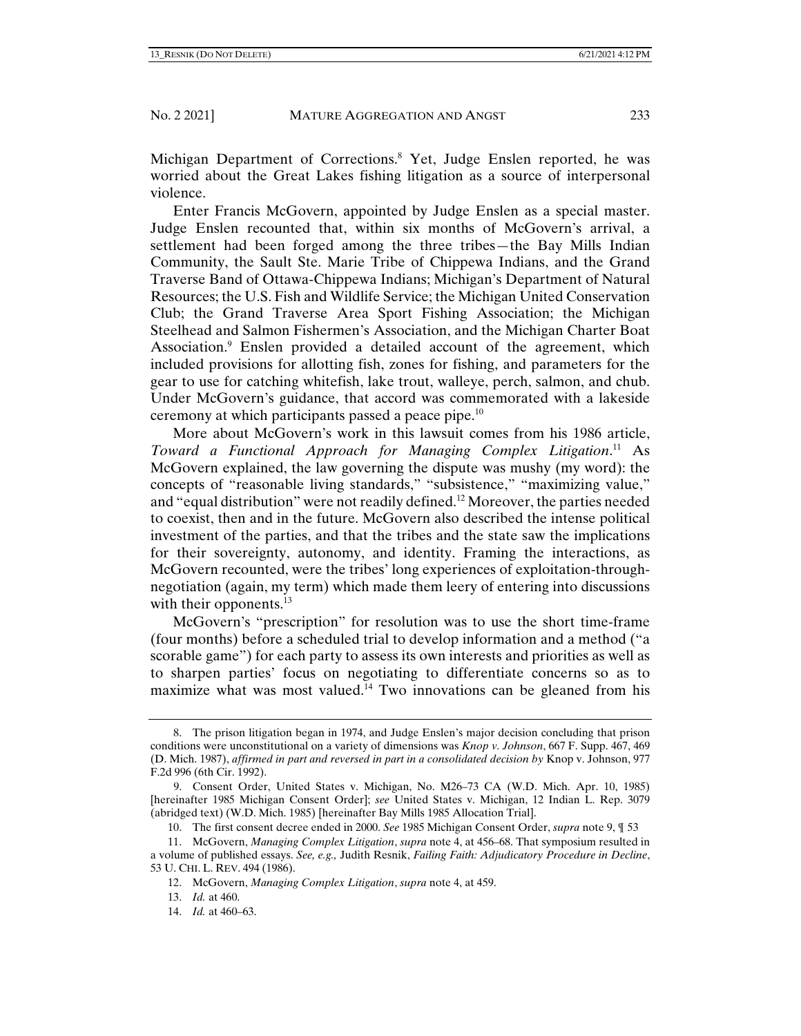Michigan Department of Corrections.[8] Yet, Judge Enslen reported, he was worried about the Great Lakes fishing litigation as a source of interpersonal violence.

Enter Francis McGovern, appointed by Judge Enslen as a special master. Judge Enslen recounted that, within six months of McGovern's arrival, a settlement had been forged among the three tribes—the Bay Mills Indian Community, the Sault Ste. Marie Tribe of Chippewa Indians, and the Grand Traverse Band of Ottawa-Chippewa Indians; Michigan's Department of Natural Resources; the U.S. Fish and Wildlife Service; the Michigan United Conservation Club; the Grand Traverse Area Sport Fishing Association; the Michigan Steelhead and Salmon Fishermen's Association, and the Michigan Charter Boat Association.[9] Enslen provided a detailed account of the agreement, which included provisions for allotting fish, zones for fishing, and parameters for the gear to use for catching whitefish, lake trout, walleye, perch, salmon, and chub. Under McGovern's guidance, that accord was commemorated with a lakeside ceremony at which participants passed a peace pipe.[10]

More about McGovern's work in this lawsuit comes from his 1986 article, *Toward a Functional Approach for Managing Complex Litigation*.[11] As McGovern explained, the law governing the dispute was mushy (my word): the concepts of "reasonable living standards," "subsistence," "maximizing value," and "equal distribution" were not readily defined.[12] Moreover, the parties needed to coexist, then and in the future. McGovern also described the intense political investment of the parties, and that the tribes and the state saw the implications for their sovereignty, autonomy, and identity. Framing the interactions, as McGovern recounted, were the tribes' long experiences of exploitation-through-negotiation (again, my term) which made them leery of entering into discussions with their opponents.[13]

McGovern's "prescription" for resolution was to use the short time-frame (four months) before a scheduled trial to develop information and a method ("a scorable game") for each party to assess its own interests and priorities as well as to sharpen parties' focus on negotiating to differentiate concerns so as to maximize what was most valued.[14] Two innovations can be gleaned from his

---

8. The prison litigation began in 1974, and Judge Enslen's major decision concluding that prison conditions were unconstitutional on a variety of dimensions was *Knop v. Johnson*, 667 F. Supp. 467, 469 (D. Mich. 1987), *affirmed in part and reversed in part in a consolidated decision by* Knop v. Johnson, 977 F.2d 996 (6th Cir. 1992).

9. Consent Order, United States v. Michigan, No. M26–73 CA (W.D. Mich. Apr. 10, 1985) [hereinafter 1985 Michigan Consent Order]; *see* United States v. Michigan, 12 Indian L. Rep. 3079 (abridged text) (W.D. Mich. 1985) [hereinafter Bay Mills 1985 Allocation Trial].

10. The first consent decree ended in 2000. *See* 1985 Michigan Consent Order, *supra* note 9, ¶ 53

11. McGovern, *Managing Complex Litigation*, *supra* note 4, at 456–68. That symposium resulted in a volume of published essays. *See, e.g.,* Judith Resnik, *Failing Faith: Adjudicatory Procedure in Decline*, 53 U. CHI. L. REV. 494 (1986).

12. McGovern, *Managing Complex Litigation*, *supra* note 4, at 459.

13. *Id.* at 460.

14. *Id.* at 460–63.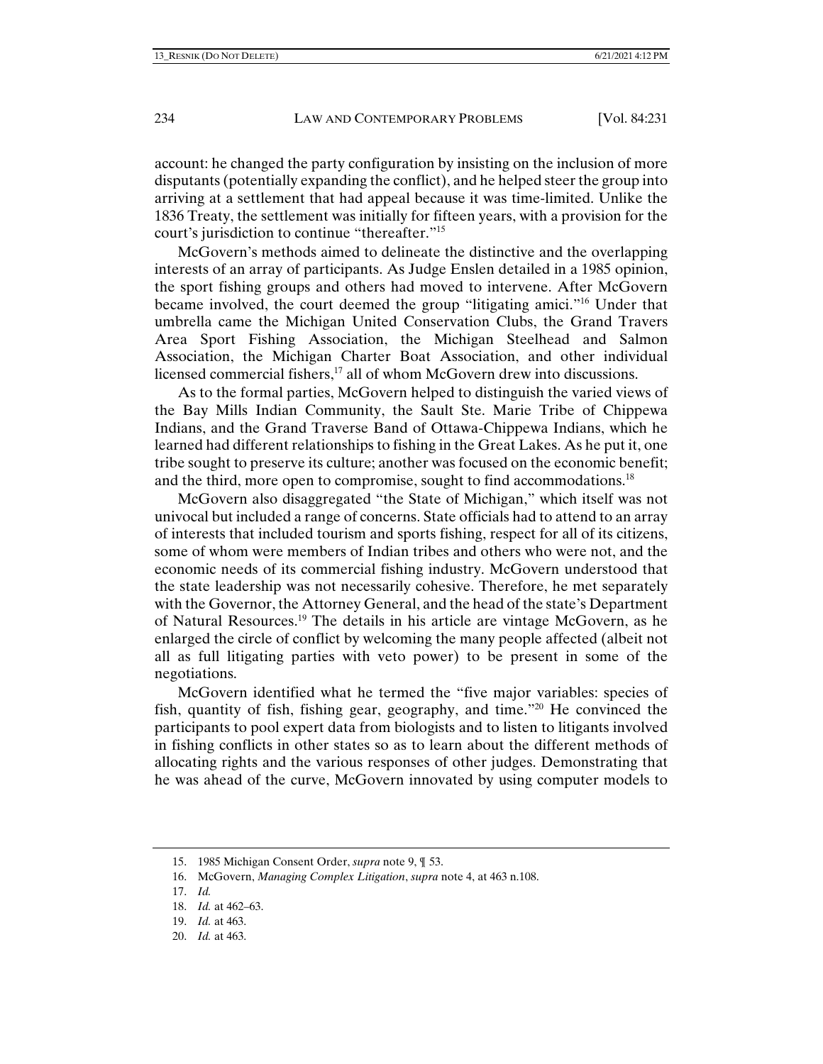account: he changed the party configuration by insisting on the inclusion of more disputants (potentially expanding the conflict), and he helped steer the group into arriving at a settlement that had appeal because it was time-limited. Unlike the 1836 Treaty, the settlement was initially for fifteen years, with a provision for the court's jurisdiction to continue "thereafter."[15]

McGovern's methods aimed to delineate the distinctive and the overlapping interests of an array of participants. As Judge Enslen detailed in a 1985 opinion, the sport fishing groups and others had moved to intervene. After McGovern became involved, the court deemed the group "litigating amici."[16] Under that umbrella came the Michigan United Conservation Clubs, the Grand Travers Area Sport Fishing Association, the Michigan Steelhead and Salmon Association, the Michigan Charter Boat Association, and other individual licensed commercial fishers,[17] all of whom McGovern drew into discussions.

As to the formal parties, McGovern helped to distinguish the varied views of the Bay Mills Indian Community, the Sault Ste. Marie Tribe of Chippewa Indians, and the Grand Traverse Band of Ottawa-Chippewa Indians, which he learned had different relationships to fishing in the Great Lakes. As he put it, one tribe sought to preserve its culture; another was focused on the economic benefit; and the third, more open to compromise, sought to find accommodations.[18]

McGovern also disaggregated "the State of Michigan," which itself was not univocal but included a range of concerns. State officials had to attend to an array of interests that included tourism and sports fishing, respect for all of its citizens, some of whom were members of Indian tribes and others who were not, and the economic needs of its commercial fishing industry. McGovern understood that the state leadership was not necessarily cohesive. Therefore, he met separately with the Governor, the Attorney General, and the head of the state's Department of Natural Resources.[19] The details in his article are vintage McGovern, as he enlarged the circle of conflict by welcoming the many people affected (albeit not all as full litigating parties with veto power) to be present in some of the negotiations.

McGovern identified what he termed the "five major variables: species of fish, quantity of fish, fishing gear, geography, and time."[20] He convinced the participants to pool expert data from biologists and to listen to litigants involved in fishing conflicts in other states so as to learn about the different methods of allocating rights and the various responses of other judges. Demonstrating that he was ahead of the curve, McGovern innovated by using computer models to

---

15. 1985 Michigan Consent Order, *supra* note 9, ¶ 53.
16. McGovern, *Managing Complex Litigation*, *supra* note 4, at 463 n.108.
17. *Id.*
18. *Id.* at 462–63.
19. *Id.* at 463.
20. *Id.* at 463.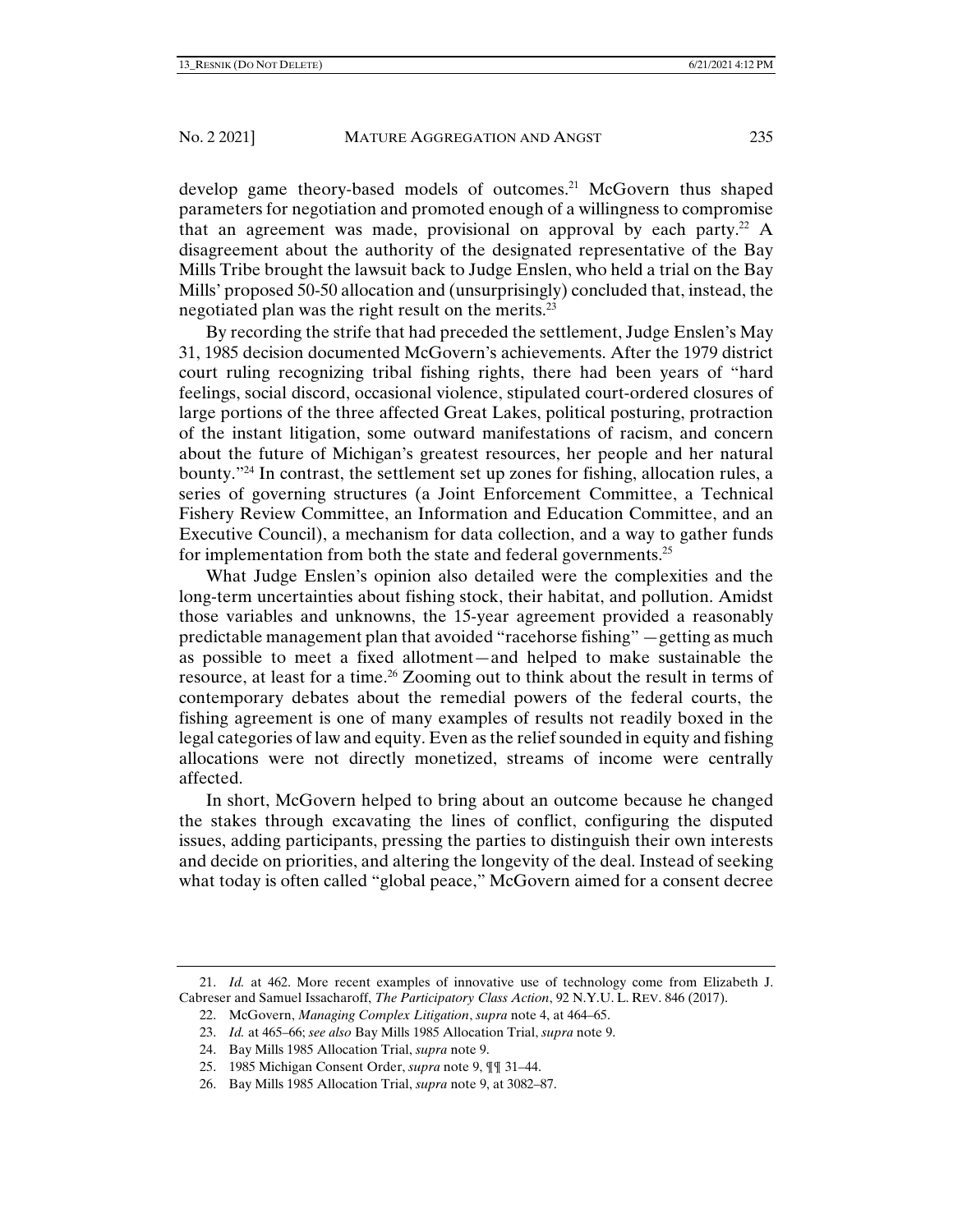develop game theory-based models of outcomes.[21] McGovern thus shaped parameters for negotiation and promoted enough of a willingness to compromise that an agreement was made, provisional on approval by each party.[22] A disagreement about the authority of the designated representative of the Bay Mills Tribe brought the lawsuit back to Judge Enslen, who held a trial on the Bay Mills' proposed 50-50 allocation and (unsurprisingly) concluded that, instead, the negotiated plan was the right result on the merits.[23]

By recording the strife that had preceded the settlement, Judge Enslen's May 31, 1985 decision documented McGovern's achievements. After the 1979 district court ruling recognizing tribal fishing rights, there had been years of "hard feelings, social discord, occasional violence, stipulated court-ordered closures of large portions of the three affected Great Lakes, political posturing, protraction of the instant litigation, some outward manifestations of racism, and concern about the future of Michigan's greatest resources, her people and her natural bounty."[24] In contrast, the settlement set up zones for fishing, allocation rules, a series of governing structures (a Joint Enforcement Committee, a Technical Fishery Review Committee, an Information and Education Committee, and an Executive Council), a mechanism for data collection, and a way to gather funds for implementation from both the state and federal governments.[25]

What Judge Enslen's opinion also detailed were the complexities and the long-term uncertainties about fishing stock, their habitat, and pollution. Amidst those variables and unknowns, the 15-year agreement provided a reasonably predictable management plan that avoided "racehorse fishing" —getting as much as possible to meet a fixed allotment—and helped to make sustainable the resource, at least for a time.[26] Zooming out to think about the result in terms of contemporary debates about the remedial powers of the federal courts, the fishing agreement is one of many examples of results not readily boxed in the legal categories of law and equity. Even as the relief sounded in equity and fishing allocations were not directly monetized, streams of income were centrally affected.

In short, McGovern helped to bring about an outcome because he changed the stakes through excavating the lines of conflict, configuring the disputed issues, adding participants, pressing the parties to distinguish their own interests and decide on priorities, and altering the longevity of the deal. Instead of seeking what today is often called "global peace," McGovern aimed for a consent decree

---

21. *Id.* at 462. More recent examples of innovative use of technology come from Elizabeth J. Cabreser and Samuel Issacharoff, *The Participatory Class Action*, 92 N.Y.U. L. REV. 846 (2017).

22. McGovern, *Managing Complex Litigation*, *supra* note 4, at 464–65.

23. *Id.* at 465–66; *see also* Bay Mills 1985 Allocation Trial, *supra* note 9.

24. Bay Mills 1985 Allocation Trial, *supra* note 9.

25. 1985 Michigan Consent Order, *supra* note 9, ¶¶ 31–44.

26. Bay Mills 1985 Allocation Trial, *supra* note 9, at 3082–87.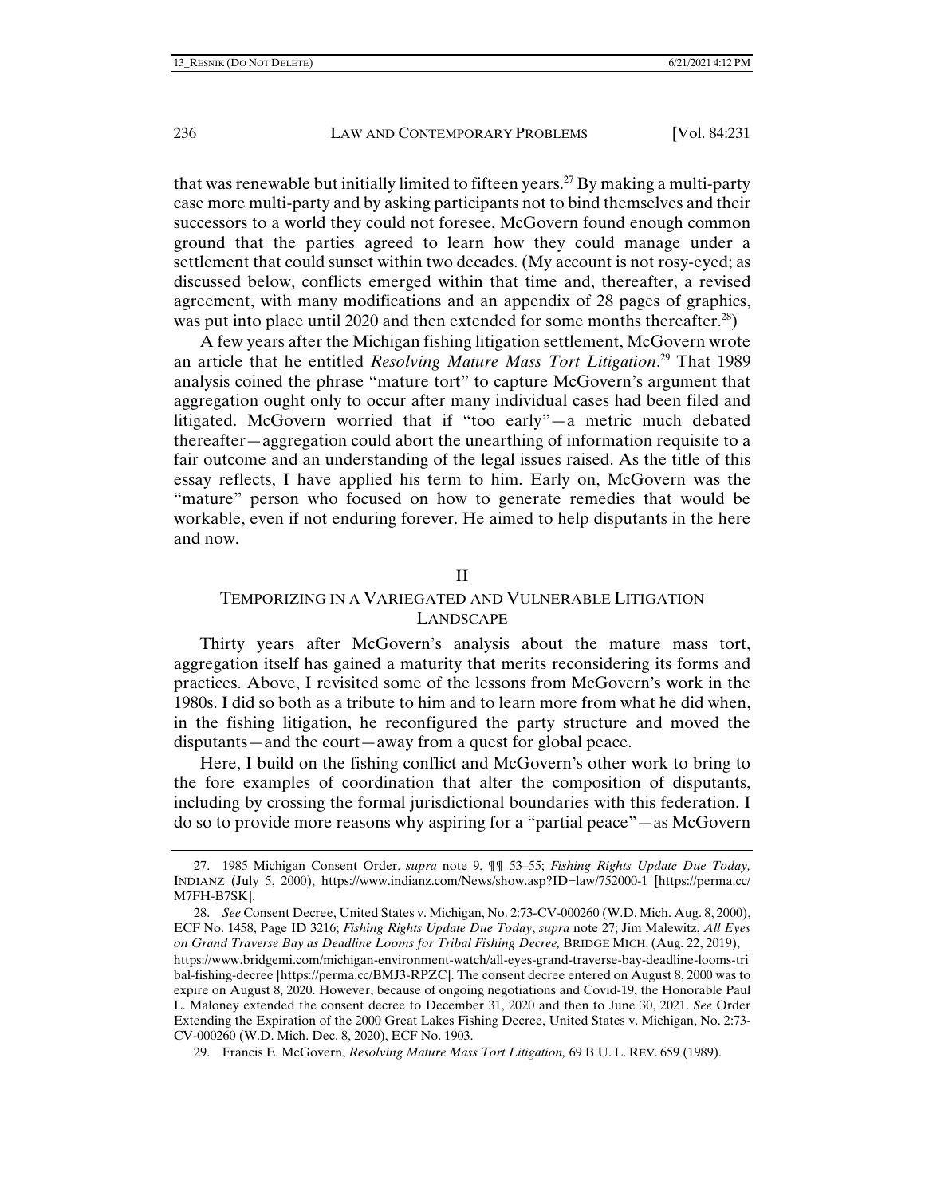that was renewable but initially limited to fifteen years.[27] By making a multi-party case more multi-party and by asking participants not to bind themselves and their successors to a world they could not foresee, McGovern found enough common ground that the parties agreed to learn how they could manage under a settlement that could sunset within two decades. (My account is not rosy-eyed; as discussed below, conflicts emerged within that time and, thereafter, a revised agreement, with many modifications and an appendix of 28 pages of graphics, was put into place until 2020 and then extended for some months thereafter.[28])

A few years after the Michigan fishing litigation settlement, McGovern wrote an article that he entitled *Resolving Mature Mass Tort Litigation*.[29] That 1989 analysis coined the phrase "mature tort" to capture McGovern's argument that aggregation ought only to occur after many individual cases had been filed and litigated. McGovern worried that if "too early"—a metric much debated thereafter—aggregation could abort the unearthing of information requisite to a fair outcome and an understanding of the legal issues raised. As the title of this essay reflects, I have applied his term to him. Early on, McGovern was the "mature" person who focused on how to generate remedies that would be workable, even if not enduring forever. He aimed to help disputants in the here and now.

## II

## TEMPORIZING IN A VARIEGATED AND VULNERABLE LITIGATION LANDSCAPE

Thirty years after McGovern's analysis about the mature mass tort, aggregation itself has gained a maturity that merits reconsidering its forms and practices. Above, I revisited some of the lessons from McGovern's work in the 1980s. I did so both as a tribute to him and to learn more from what he did when, in the fishing litigation, he reconfigured the party structure and moved the disputants—and the court—away from a quest for global peace.

Here, I build on the fishing conflict and McGovern's other work to bring to the fore examples of coordination that alter the composition of disputants, including by crossing the formal jurisdictional boundaries with this federation. I do so to provide more reasons why aspiring for a "partial peace"—as McGovern

---

27. 1985 Michigan Consent Order, *supra* note 9, ¶¶ 53–55; *Fishing Rights Update Due Today,* INDIANZ (July 5, 2000), https://www.indianz.com/News/show.asp?ID=law/752000-1 [https://perma.cc/M7FH-B7SK].

28. *See* Consent Decree, United States v. Michigan, No. 2:73-CV-000260 (W.D. Mich. Aug. 8, 2000), ECF No. 1458, Page ID 3216; *Fishing Rights Update Due Today*, *supra* note 27; Jim Malewitz, *All Eyes on Grand Traverse Bay as Deadline Looms for Tribal Fishing Decree,* BRIDGE MICH. (Aug. 22, 2019), https://www.bridgemi.com/michigan-environment-watch/all-eyes-grand-traverse-bay-deadline-looms-tribal-fishing-decree [https://perma.cc/BMJ3-RPZC]. The consent decree entered on August 8, 2000 was to expire on August 8, 2020. However, because of ongoing negotiations and Covid-19, the Honorable Paul L. Maloney extended the consent decree to December 31, 2020 and then to June 30, 2021. *See* Order Extending the Expiration of the 2000 Great Lakes Fishing Decree, United States v. Michigan, No. 2:73-CV-000260 (W.D. Mich. Dec. 8, 2020), ECF No. 1903.

29. Francis E. McGovern, *Resolving Mature Mass Tort Litigation,* 69 B.U. L. REV. 659 (1989).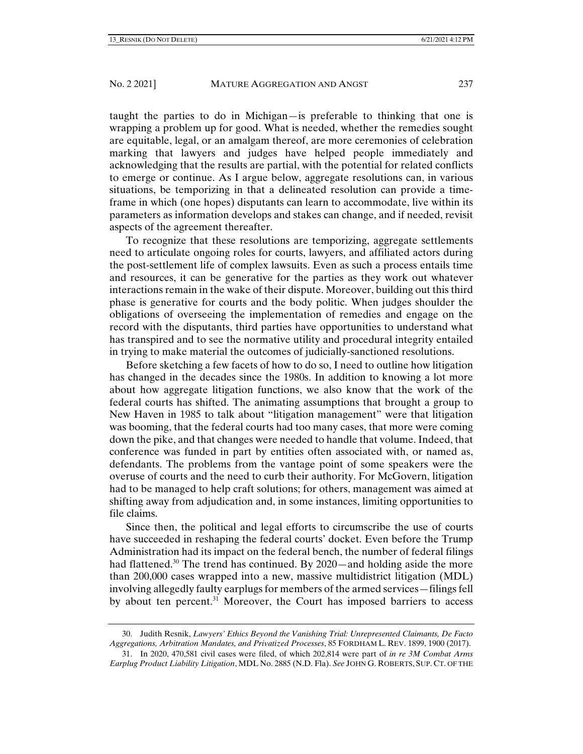taught the parties to do in Michigan—is preferable to thinking that one is wrapping a problem up for good. What is needed, whether the remedies sought are equitable, legal, or an amalgam thereof, are more ceremonies of celebration marking that lawyers and judges have helped people immediately and acknowledging that the results are partial, with the potential for related conflicts to emerge or continue. As I argue below, aggregate resolutions can, in various situations, be temporizing in that a delineated resolution can provide a time-frame in which (one hopes) disputants can learn to accommodate, live within its parameters as information develops and stakes can change, and if needed, revisit aspects of the agreement thereafter.

To recognize that these resolutions are temporizing, aggregate settlements need to articulate ongoing roles for courts, lawyers, and affiliated actors during the post-settlement life of complex lawsuits. Even as such a process entails time and resources, it can be generative for the parties as they work out whatever interactions remain in the wake of their dispute. Moreover, building out this third phase is generative for courts and the body politic. When judges shoulder the obligations of overseeing the implementation of remedies and engage on the record with the disputants, third parties have opportunities to understand what has transpired and to see the normative utility and procedural integrity entailed in trying to make material the outcomes of judicially-sanctioned resolutions.

Before sketching a few facets of how to do so, I need to outline how litigation has changed in the decades since the 1980s. In addition to knowing a lot more about how aggregate litigation functions, we also know that the work of the federal courts has shifted. The animating assumptions that brought a group to New Haven in 1985 to talk about "litigation management" were that litigation was booming, that the federal courts had too many cases, that more were coming down the pike, and that changes were needed to handle that volume. Indeed, that conference was funded in part by entities often associated with, or named as, defendants. The problems from the vantage point of some speakers were the overuse of courts and the need to curb their authority. For McGovern, litigation had to be managed to help craft solutions; for others, management was aimed at shifting away from adjudication and, in some instances, limiting opportunities to file claims.

Since then, the political and legal efforts to circumscribe the use of courts have succeeded in reshaping the federal courts' docket. Even before the Trump Administration had its impact on the federal bench, the number of federal filings had flattened.[30] The trend has continued. By 2020—and holding aside the more than 200,000 cases wrapped into a new, massive multidistrict litigation (MDL) involving allegedly faulty earplugs for members of the armed services—filings fell by about ten percent.[31] Moreover, the Court has imposed barriers to access

---

30. Judith Resnik, *Lawyers' Ethics Beyond the Vanishing Trial: Unrepresented Claimants, De Facto Aggregations, Arbitration Mandates, and Privatized Processes*, 85 FORDHAM L. REV. 1899, 1900 (2017).

31. In 2020, 470,581 civil cases were filed, of which 202,814 were part of *in re 3M Combat Arms Earplug Product Liability Litigation*, MDL No. 2885 (N.D. Fla). *See* JOHN G. ROBERTS, SUP. CT. OF THE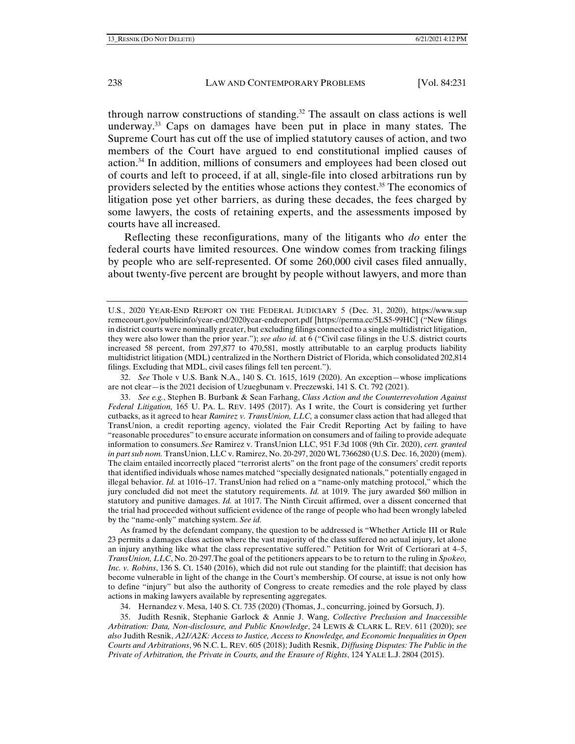through narrow constructions of standing.[32] The assault on class actions is well underway.[33] Caps on damages have been put in place in many states. The Supreme Court has cut off the use of implied statutory causes of action, and two members of the Court have argued to end constitutional implied causes of action.[34] In addition, millions of consumers and employees had been closed out of courts and left to proceed, if at all, single-file into closed arbitrations run by providers selected by the entities whose actions they contest.[35] The economics of litigation pose yet other barriers, as during these decades, the fees charged by some lawyers, the costs of retaining experts, and the assessments imposed by courts have all increased.

Reflecting these reconfigurations, many of the litigants who *do* enter the federal courts have limited resources. One window comes from tracking filings by people who are self-represented. Of some 260,000 civil cases filed annually, about twenty-five percent are brought by people without lawyers, and more than

---

U.S., 2020 YEAR-END REPORT ON THE FEDERAL JUDICIARY 5 (Dec. 31, 2020), https://www.supremecourt.gov/publicinfo/year-end/2020year-endreport.pdf [https://perma.cc/5LS5-99HC] ("New filings in district courts were nominally greater, but excluding filings connected to a single multidistrict litigation, they were also lower than the prior year."); *see also id.* at 6 ("Civil case filings in the U.S. district courts increased 58 percent, from 297,877 to 470,581, mostly attributable to an earplug products liability multidistrict litigation (MDL) centralized in the Northern District of Florida, which consolidated 202,814 filings. Excluding that MDL, civil cases filings fell ten percent.").

32. *See* Thole v U.S. Bank N.A., 140 S. Ct. 1615, 1619 (2020). An exception—whose implications are not clear—is the 2021 decision of Uzuegbunam v. Preczewski, 141 S. Ct. 792 (2021).

33. *See e.g.*, Stephen B. Burbank & Sean Farhang, *Class Action and the Counterrevolution Against Federal Litigation,* 165 U. PA. L. REV. 1495 (2017). As I write, the Court is considering yet further cutbacks, as it agreed to hear *Ramirez v. TransUnion, LLC,* a consumer class action that had alleged that TransUnion, a credit reporting agency, violated the Fair Credit Reporting Act by failing to have "reasonable procedures" to ensure accurate information on consumers and of failing to provide adequate information to consumers. *See* Ramirez v. TransUnion LLC, 951 F.3d 1008 (9th Cir. 2020), *cert. granted in part sub nom.* TransUnion, LLC v. Ramirez, No. 20-297, 2020 WL 7366280 (U.S. Dec. 16, 2020) (mem). The claim entailed incorrectly placed "terrorist alerts" on the front page of the consumers' credit reports that identified individuals whose names matched "specially designated nationals," potentially engaged in illegal behavior. *Id.* at 1016–17. TransUnion had relied on a "name-only matching protocol," which the jury concluded did not meet the statutory requirements. *Id.* at 1019. The jury awarded $60 million in statutory and punitive damages. *Id.* at 1017. The Ninth Circuit affirmed, over a dissent concerned that the trial had proceeded without sufficient evidence of the range of people who had been wrongly labeled by the "name-only" matching system. *See id.*

As framed by the defendant company, the question to be addressed is "Whether Article III or Rule 23 permits a damages class action where the vast majority of the class suffered no actual injury, let alone an injury anything like what the class representative suffered." Petition for Writ of Certiorari at 4–5, *TransUnion, LLC*, No. 20-297.The goal of the petitioners appears to be to return to the ruling in *Spokeo, Inc. v. Robins*, 136 S. Ct. 1540 (2016), which did not rule out standing for the plaintiff; that decision has become vulnerable in light of the change in the Court's membership. Of course, at issue is not only how to define "injury" but also the authority of Congress to create remedies and the role played by class actions in making lawyers available by representing aggregates.

34. Hernandez v. Mesa, 140 S. Ct. 735 (2020) (Thomas, J., concurring, joined by Gorsuch, J).

35. Judith Resnik, Stephanie Garlock & Annie J. Wang, *Collective Preclusion and Inaccessible Arbitration: Data, Non-disclosure, and Public Knowledge*, 24 LEWIS & CLARK L. REV. 611 (2020); *see also* Judith Resnik, *A2J/A2K: Access to Justice, Access to Knowledge, and Economic Inequalities in Open Courts and Arbitrations*, 96 N.C. L. REV. 605 (2018); Judith Resnik, *Diffusing Disputes: The Public in the Private of Arbitration, the Private in Courts, and the Erasure of Rights*, 124 YALE L.J. 2804 (2015).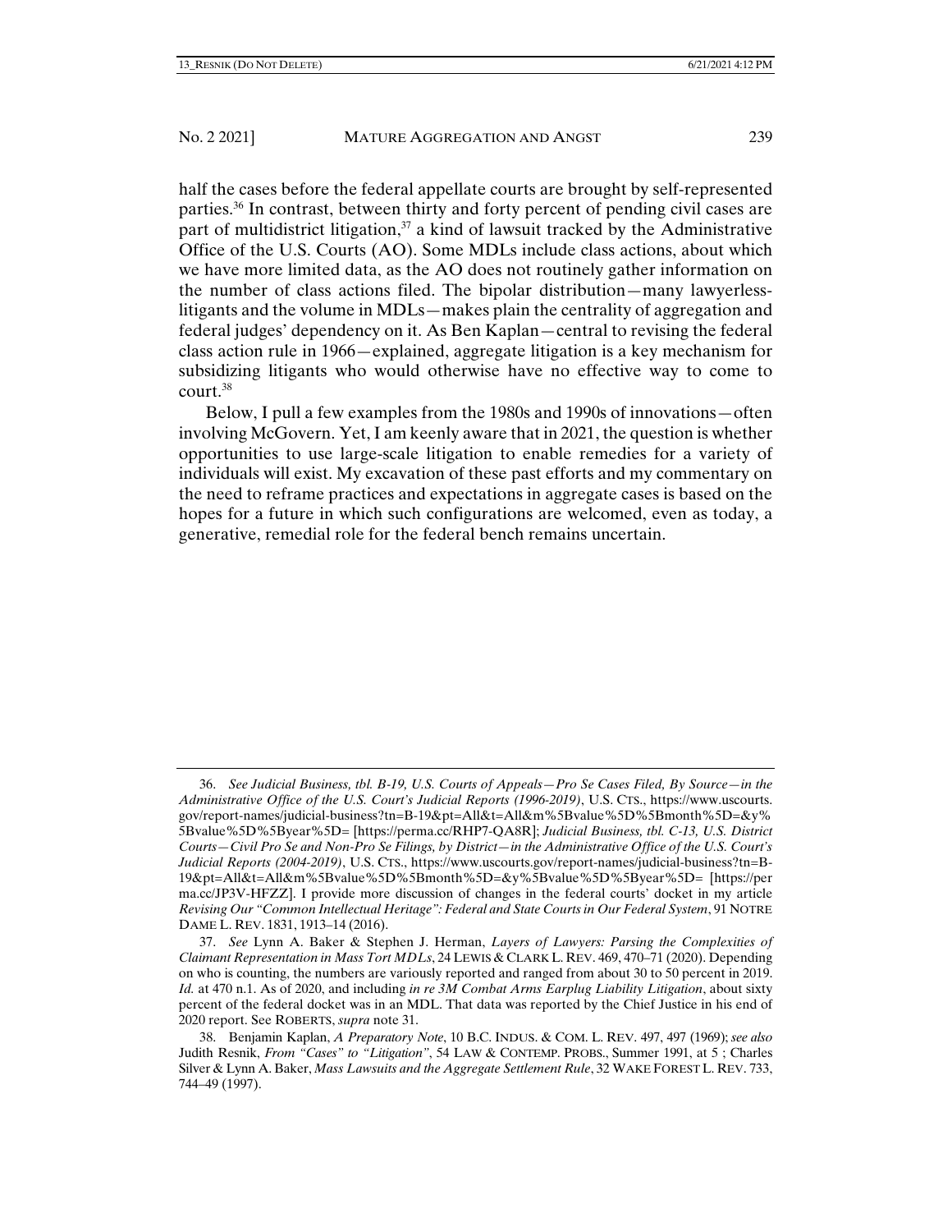half the cases before the federal appellate courts are brought by self-represented parties.[36] In contrast, between thirty and forty percent of pending civil cases are part of multidistrict litigation,[37] a kind of lawsuit tracked by the Administrative Office of the U.S. Courts (AO). Some MDLs include class actions, about which we have more limited data, as the AO does not routinely gather information on the number of class actions filed. The bipolar distribution—many lawyerless-litigants and the volume in MDLs—makes plain the centrality of aggregation and federal judges' dependency on it. As Ben Kaplan—central to revising the federal class action rule in 1966—explained, aggregate litigation is a key mechanism for subsidizing litigants who would otherwise have no effective way to come to court.[38]

Below, I pull a few examples from the 1980s and 1990s of innovations—often involving McGovern. Yet, I am keenly aware that in 2021, the question is whether opportunities to use large-scale litigation to enable remedies for a variety of individuals will exist. My excavation of these past efforts and my commentary on the need to reframe practices and expectations in aggregate cases is based on the hopes for a future in which such configurations are welcomed, even as today, a generative, remedial role for the federal bench remains uncertain.

---

36. *See Judicial Business, tbl. B-19, U.S. Courts of Appeals—Pro Se Cases Filed, By Source—in the Administrative Office of the U.S. Court's Judicial Reports (1996-2019)*, U.S. CTS., https://www.uscourts.gov/report-names/judicial-business?tn=B-19&pt=All&t=All&m%5Bvalue%5D%5Bmonth%5D=&y%5Bvalue%5D%5Byear%5D= [https://perma.cc/RHP7-QA8R]; *Judicial Business, tbl. C-13, U.S. District Courts—Civil Pro Se and Non-Pro Se Filings, by District—in the Administrative Office of the U.S. Court's Judicial Reports (2004-2019)*, U.S. CTS., https://www.uscourts.gov/report-names/judicial-business?tn=B-19&pt=All&t=All&m%5Bvalue%5D%5Bmonth%5D=&y%5Bvalue%5D%5Byear%5D= [https://perma.cc/JP3V-HFZZ]. I provide more discussion of changes in the federal courts' docket in my article *Revising Our "Common Intellectual Heritage": Federal and State Courts in Our Federal System*, 91 NOTRE DAME L. REV. 1831, 1913–14 (2016).

37. *See* Lynn A. Baker & Stephen J. Herman, *Layers of Lawyers: Parsing the Complexities of Claimant Representation in Mass Tort MDLs*, 24 LEWIS & CLARK L. REV. 469, 470–71 (2020). Depending on who is counting, the numbers are variously reported and ranged from about 30 to 50 percent in 2019. *Id.* at 470 n.1. As of 2020, and including *in re 3M Combat Arms Earplug Liability Litigation*, about sixty percent of the federal docket was in an MDL. That data was reported by the Chief Justice in his end of 2020 report. See ROBERTS, *supra* note 31.

38. Benjamin Kaplan, *A Preparatory Note*, 10 B.C. INDUS. & COM. L. REV. 497, 497 (1969); *see also* Judith Resnik, *From "Cases" to "Litigation"*, 54 LAW & CONTEMP. PROBS., Summer 1991, at 5 ; Charles Silver & Lynn A. Baker, *Mass Lawsuits and the Aggregate Settlement Rule*, 32 WAKE FOREST L. REV. 733, 744–49 (1997).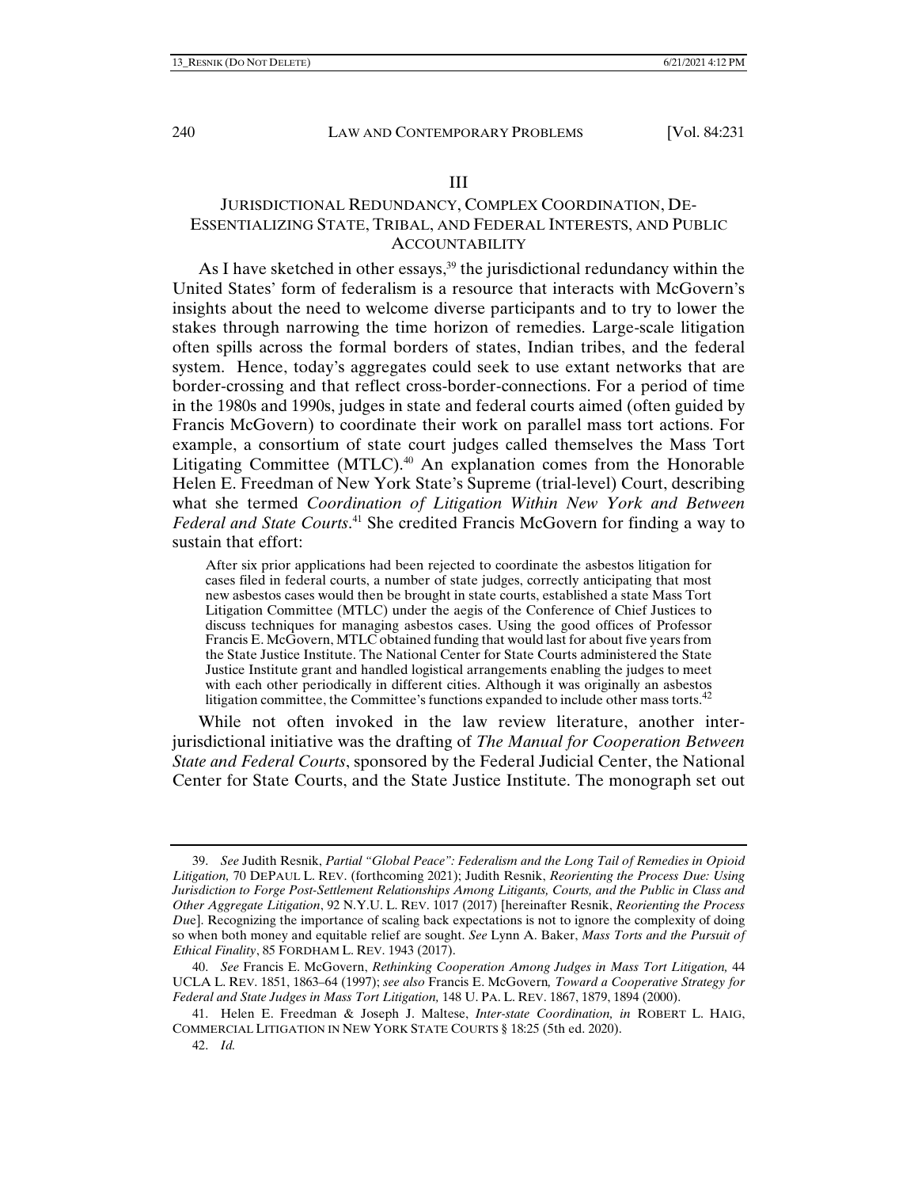## III

## JURISDICTIONAL REDUNDANCY, COMPLEX COORDINATION, DE-ESSENTIALIZING STATE, TRIBAL, AND FEDERAL INTERESTS, AND PUBLIC ACCOUNTABILITY

As I have sketched in other essays,[39] the jurisdictional redundancy within the United States' form of federalism is a resource that interacts with McGovern's insights about the need to welcome diverse participants and to try to lower the stakes through narrowing the time horizon of remedies. Large-scale litigation often spills across the formal borders of states, Indian tribes, and the federal system. Hence, today's aggregates could seek to use extant networks that are border-crossing and that reflect cross-border-connections. For a period of time in the 1980s and 1990s, judges in state and federal courts aimed (often guided by Francis McGovern) to coordinate their work on parallel mass tort actions. For example, a consortium of state court judges called themselves the Mass Tort Litigating Committee (MTLC).[40] An explanation comes from the Honorable Helen E. Freedman of New York State's Supreme (trial-level) Court, describing what she termed *Coordination of Litigation Within New York and Between Federal and State Courts*.[41] She credited Francis McGovern for finding a way to sustain that effort:

> After six prior applications had been rejected to coordinate the asbestos litigation for cases filed in federal courts, a number of state judges, correctly anticipating that most new asbestos cases would then be brought in state courts, established a state Mass Tort Litigation Committee (MTLC) under the aegis of the Conference of Chief Justices to discuss techniques for managing asbestos cases. Using the good offices of Professor Francis E. McGovern, MTLC obtained funding that would last for about five years from the State Justice Institute. The National Center for State Courts administered the State Justice Institute grant and handled logistical arrangements enabling the judges to meet with each other periodically in different cities. Although it was originally an asbestos litigation committee, the Committee's functions expanded to include other mass torts.[42]

While not often invoked in the law review literature, another inter-jurisdictional initiative was the drafting of *The Manual for Cooperation Between State and Federal Courts*, sponsored by the Federal Judicial Center, the National Center for State Courts, and the State Justice Institute. The monograph set out

---

39. *See* Judith Resnik, *Partial "Global Peace": Federalism and the Long Tail of Remedies in Opioid Litigation,* 70 DEPAUL L. REV. (forthcoming 2021); Judith Resnik, *Reorienting the Process Due: Using Jurisdiction to Forge Post-Settlement Relationships Among Litigants, Courts, and the Public in Class and Other Aggregate Litigation*, 92 N.Y.U. L. REV. 1017 (2017) [hereinafter Resnik, *Reorienting the Process Due*]. Recognizing the importance of scaling back expectations is not to ignore the complexity of doing so when both money and equitable relief are sought. *See* Lynn A. Baker, *Mass Torts and the Pursuit of Ethical Finality*, 85 FORDHAM L. REV. 1943 (2017).

40. *See* Francis E. McGovern, *Rethinking Cooperation Among Judges in Mass Tort Litigation,* 44 UCLA L. REV. 1851, 1863–64 (1997); *see also* Francis E. McGovern*, Toward a Cooperative Strategy for Federal and State Judges in Mass Tort Litigation,* 148 U. PA. L. REV. 1867, 1879, 1894 (2000).

41. Helen E. Freedman & Joseph J. Maltese, *Inter-state Coordination, in* ROBERT L. HAIG, COMMERCIAL LITIGATION IN NEW YORK STATE COURTS § 18:25 (5th ed. 2020).

42. *Id.*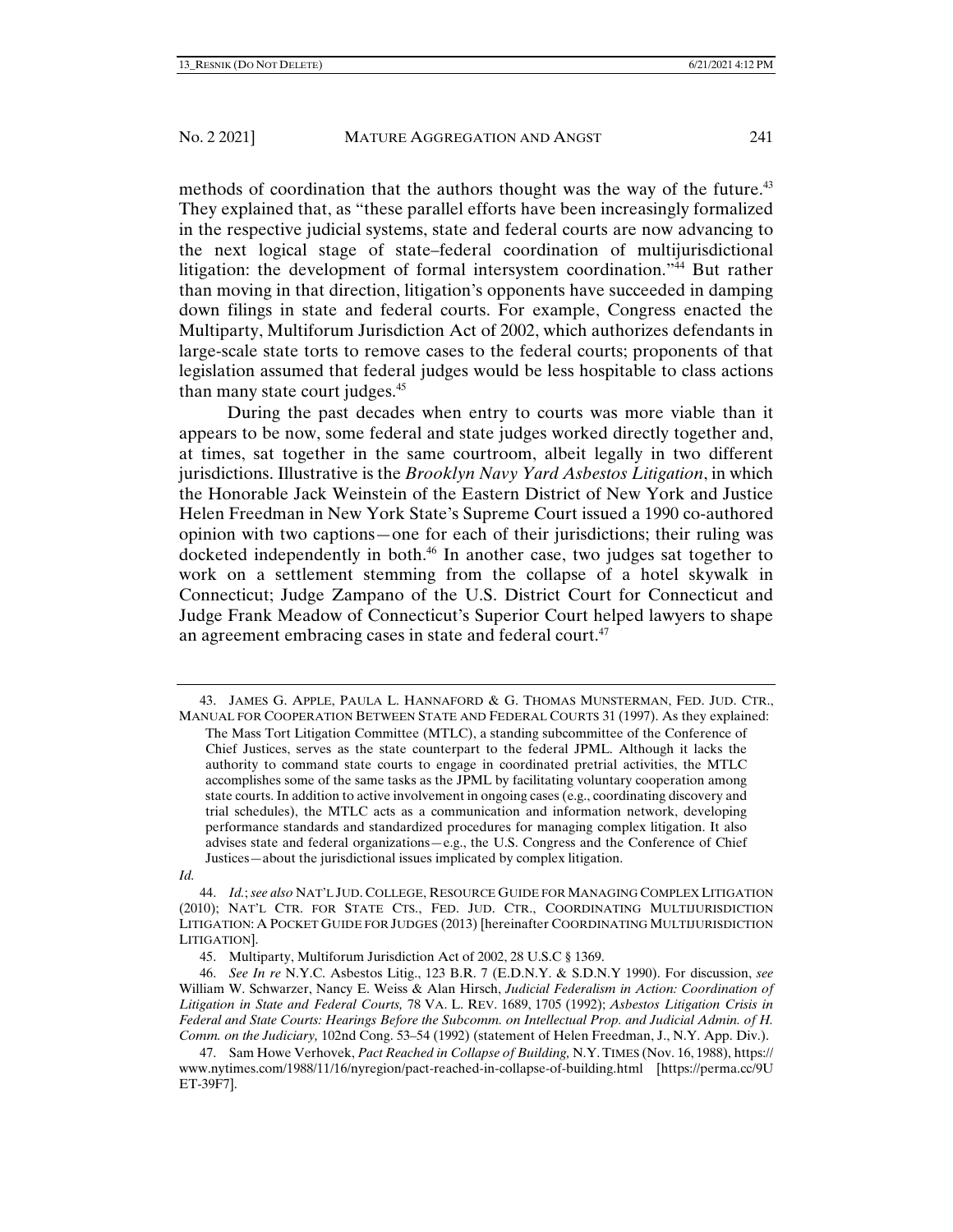methods of coordination that the authors thought was the way of the future.[43] They explained that, as "these parallel efforts have been increasingly formalized in the respective judicial systems, state and federal courts are now advancing to the next logical stage of state–federal coordination of multijurisdictional litigation: the development of formal intersystem coordination."[44] But rather than moving in that direction, litigation's opponents have succeeded in damping down filings in state and federal courts. For example, Congress enacted the Multiparty, Multiforum Jurisdiction Act of 2002, which authorizes defendants in large-scale state torts to remove cases to the federal courts; proponents of that legislation assumed that federal judges would be less hospitable to class actions than many state court judges.[45]

During the past decades when entry to courts was more viable than it appears to be now, some federal and state judges worked directly together and, at times, sat together in the same courtroom, albeit legally in two different jurisdictions. Illustrative is the *Brooklyn Navy Yard Asbestos Litigation*, in which the Honorable Jack Weinstein of the Eastern District of New York and Justice Helen Freedman in New York State's Supreme Court issued a 1990 co-authored opinion with two captions—one for each of their jurisdictions; their ruling was docketed independently in both.[46] In another case, two judges sat together to work on a settlement stemming from the collapse of a hotel skywalk in Connecticut; Judge Zampano of the U.S. District Court for Connecticut and Judge Frank Meadow of Connecticut's Superior Court helped lawyers to shape an agreement embracing cases in state and federal court.[47]

---

43. JAMES G. APPLE, PAULA L. HANNAFORD & G. THOMAS MUNSTERMAN, FED. JUD. CTR., MANUAL FOR COOPERATION BETWEEN STATE AND FEDERAL COURTS 31 (1997). As they explained:

> The Mass Tort Litigation Committee (MTLC), a standing subcommittee of the Conference of Chief Justices, serves as the state counterpart to the federal JPML. Although it lacks the authority to command state courts to engage in coordinated pretrial activities, the MTLC accomplishes some of the same tasks as the JPML by facilitating voluntary cooperation among state courts. In addition to active involvement in ongoing cases (e.g., coordinating discovery and trial schedules), the MTLC acts as a communication and information network, developing performance standards and standardized procedures for managing complex litigation. It also advises state and federal organizations—e.g., the U.S. Congress and the Conference of Chief Justices—about the jurisdictional issues implicated by complex litigation.

*Id.*

44. *Id.*; *see also* NAT'L JUD. COLLEGE, RESOURCE GUIDE FOR MANAGING COMPLEX LITIGATION (2010); NAT'L CTR. FOR STATE CTS., FED. JUD. CTR., COORDINATING MULTIJURISDICTION LITIGATION: A POCKET GUIDE FOR JUDGES (2013) [hereinafter COORDINATING MULTIJURISDICTION LITIGATION].

45. Multiparty, Multiforum Jurisdiction Act of 2002, 28 U.S.C § 1369.

46. *See In re* N.Y.C. Asbestos Litig., 123 B.R. 7 (E.D.N.Y. & S.D.N.Y 1990). For discussion, *see* William W. Schwarzer, Nancy E. Weiss & Alan Hirsch, *Judicial Federalism in Action: Coordination of Litigation in State and Federal Courts,* 78 VA. L. REV. 1689, 1705 (1992); *Asbestos Litigation Crisis in Federal and State Courts: Hearings Before the Subcomm. on Intellectual Prop. and Judicial Admin. of H. Comm. on the Judiciary,* 102nd Cong. 53–54 (1992) (statement of Helen Freedman, J., N.Y. App. Div.).

47. Sam Howe Verhovek, *Pact Reached in Collapse of Building,* N.Y. TIMES (Nov. 16, 1988), https://www.nytimes.com/1988/11/16/nyregion/pact-reached-in-collapse-of-building.html [https://perma.cc/9UET-39F7].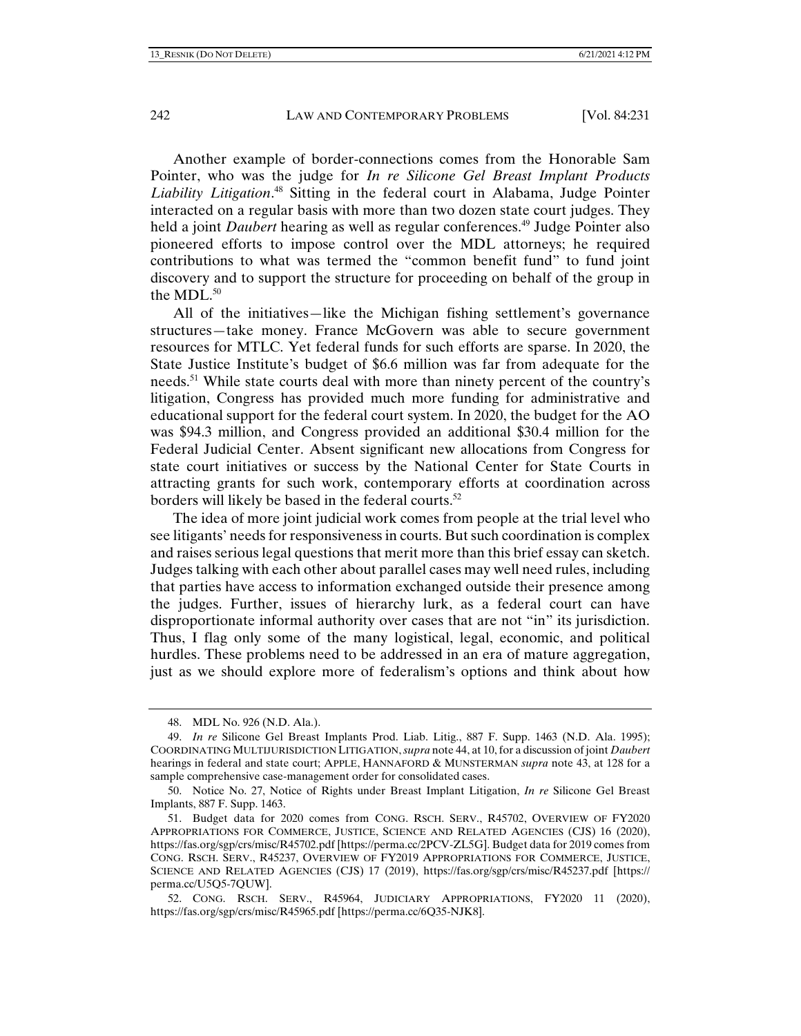Another example of border-connections comes from the Honorable Sam Pointer, who was the judge for *In re Silicone Gel Breast Implant Products Liability Litigation*.[48] Sitting in the federal court in Alabama, Judge Pointer interacted on a regular basis with more than two dozen state court judges. They held a joint *Daubert* hearing as well as regular conferences.[49] Judge Pointer also pioneered efforts to impose control over the MDL attorneys; he required contributions to what was termed the "common benefit fund" to fund joint discovery and to support the structure for proceeding on behalf of the group in the MDL.[50]

All of the initiatives—like the Michigan fishing settlement's governance structures—take money. France McGovern was able to secure government resources for MTLC. Yet federal funds for such efforts are sparse. In 2020, the State Justice Institute's budget of $6.6 million was far from adequate for the needs.[51] While state courts deal with more than ninety percent of the country's litigation, Congress has provided much more funding for administrative and educational support for the federal court system. In 2020, the budget for the AO was $94.3 million, and Congress provided an additional $30.4 million for the Federal Judicial Center. Absent significant new allocations from Congress for state court initiatives or success by the National Center for State Courts in attracting grants for such work, contemporary efforts at coordination across borders will likely be based in the federal courts.[52]

The idea of more joint judicial work comes from people at the trial level who see litigants' needs for responsiveness in courts. But such coordination is complex and raises serious legal questions that merit more than this brief essay can sketch. Judges talking with each other about parallel cases may well need rules, including that parties have access to information exchanged outside their presence among the judges. Further, issues of hierarchy lurk, as a federal court can have disproportionate informal authority over cases that are not "in" its jurisdiction. Thus, I flag only some of the many logistical, legal, economic, and political hurdles. These problems need to be addressed in an era of mature aggregation, just as we should explore more of federalism's options and think about how

---

48. MDL No. 926 (N.D. Ala.).

49. *In re* Silicone Gel Breast Implants Prod. Liab. Litig., 887 F. Supp. 1463 (N.D. Ala. 1995); COORDINATING MULTIJURISDICTION LITIGATION, *supra* note 44, at 10, for a discussion of joint *Daubert* hearings in federal and state court; APPLE, HANNAFORD & MUNSTERMAN *supra* note 43, at 128 for a sample comprehensive case-management order for consolidated cases.

50. Notice No. 27, Notice of Rights under Breast Implant Litigation, *In re* Silicone Gel Breast Implants, 887 F. Supp. 1463.

51. Budget data for 2020 comes from CONG. RSCH. SERV., R45702, OVERVIEW OF FY2020 APPROPRIATIONS FOR COMMERCE, JUSTICE, SCIENCE AND RELATED AGENCIES (CJS) 16 (2020), https://fas.org/sgp/crs/misc/R45702.pdf [https://perma.cc/2PCV-ZL5G]. Budget data for 2019 comes from CONG. RSCH. SERV., R45237, OVERVIEW OF FY2019 APPROPRIATIONS FOR COMMERCE, JUSTICE, SCIENCE AND RELATED AGENCIES (CJS) 17 (2019), https://fas.org/sgp/crs/misc/R45237.pdf [https://perma.cc/U5Q5-7QUW].

52. CONG. RSCH. SERV., R45964, JUDICIARY APPROPRIATIONS, FY2020 11 (2020), https://fas.org/sgp/crs/misc/R45965.pdf [https://perma.cc/6Q35-NJK8].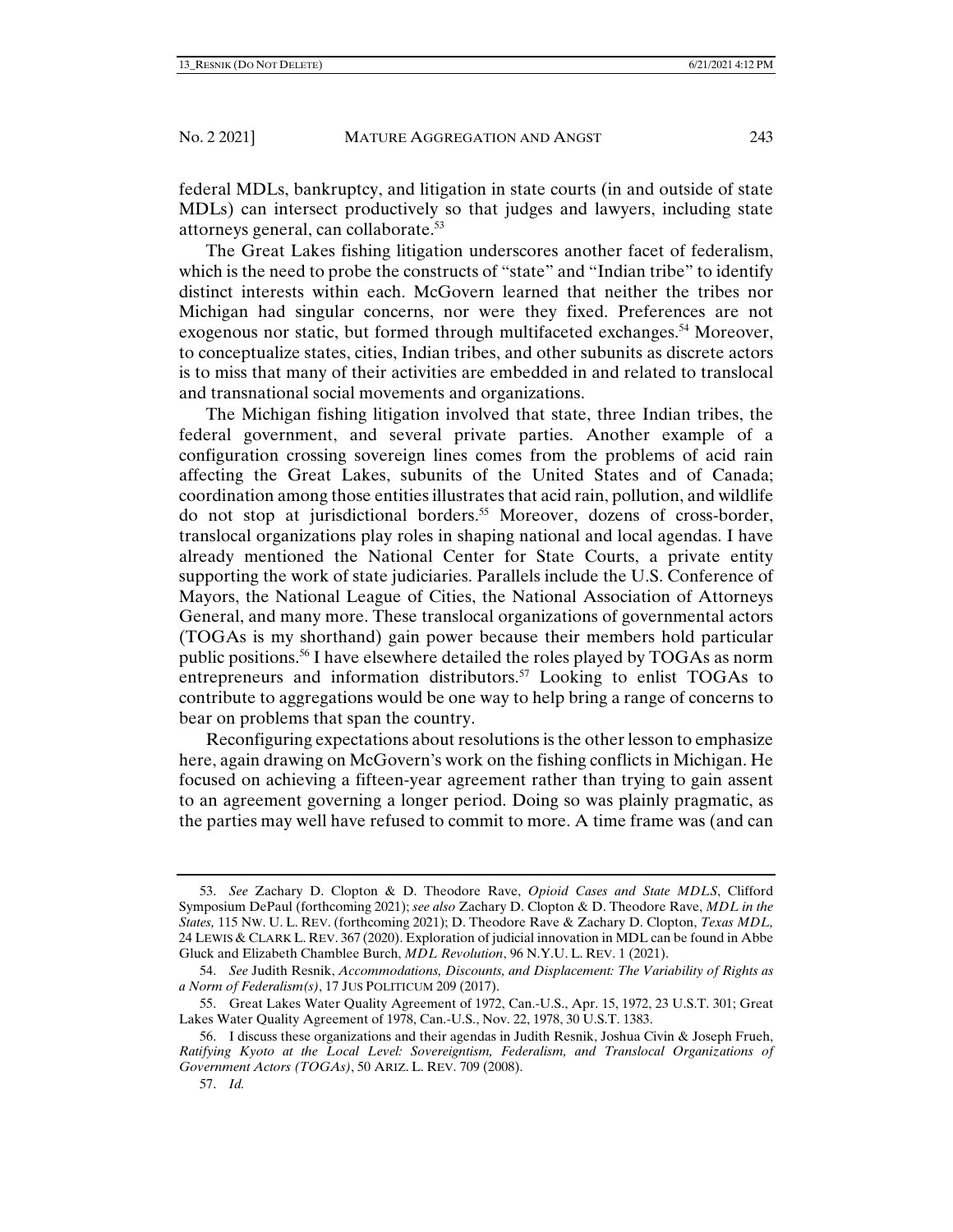federal MDLs, bankruptcy, and litigation in state courts (in and outside of state MDLs) can intersect productively so that judges and lawyers, including state attorneys general, can collaborate.[53]

The Great Lakes fishing litigation underscores another facet of federalism, which is the need to probe the constructs of "state" and "Indian tribe" to identify distinct interests within each. McGovern learned that neither the tribes nor Michigan had singular concerns, nor were they fixed. Preferences are not exogenous nor static, but formed through multifaceted exchanges.[54] Moreover, to conceptualize states, cities, Indian tribes, and other subunits as discrete actors is to miss that many of their activities are embedded in and related to translocal and transnational social movements and organizations.

The Michigan fishing litigation involved that state, three Indian tribes, the federal government, and several private parties. Another example of a configuration crossing sovereign lines comes from the problems of acid rain affecting the Great Lakes, subunits of the United States and of Canada; coordination among those entities illustrates that acid rain, pollution, and wildlife do not stop at jurisdictional borders.[55] Moreover, dozens of cross-border, translocal organizations play roles in shaping national and local agendas. I have already mentioned the National Center for State Courts, a private entity supporting the work of state judiciaries. Parallels include the U.S. Conference of Mayors, the National League of Cities, the National Association of Attorneys General, and many more. These translocal organizations of governmental actors (TOGAs is my shorthand) gain power because their members hold particular public positions.[56] I have elsewhere detailed the roles played by TOGAs as norm entrepreneurs and information distributors.[57] Looking to enlist TOGAs to contribute to aggregations would be one way to help bring a range of concerns to bear on problems that span the country.

Reconfiguring expectations about resolutions is the other lesson to emphasize here, again drawing on McGovern's work on the fishing conflicts in Michigan. He focused on achieving a fifteen-year agreement rather than trying to gain assent to an agreement governing a longer period. Doing so was plainly pragmatic, as the parties may well have refused to commit to more. A time frame was (and can

---

53. *See* Zachary D. Clopton & D. Theodore Rave, *Opioid Cases and State MDLS*, Clifford Symposium DePaul (forthcoming 2021); *see also* Zachary D. Clopton & D. Theodore Rave, *MDL in the States,* 115 NW. U. L. REV. (forthcoming 2021); D. Theodore Rave & Zachary D. Clopton, *Texas MDL,* 24 LEWIS & CLARK L. REV. 367 (2020). Exploration of judicial innovation in MDL can be found in Abbe Gluck and Elizabeth Chamblee Burch, *MDL Revolution*, 96 N.Y.U. L. REV. 1 (2021).

54. *See* Judith Resnik, *Accommodations, Discounts, and Displacement: The Variability of Rights as a Norm of Federalism(s)*, 17 JUS POLITICUM 209 (2017).

55. Great Lakes Water Quality Agreement of 1972, Can.-U.S., Apr. 15, 1972, 23 U.S.T. 301; Great Lakes Water Quality Agreement of 1978, Can.-U.S., Nov. 22, 1978, 30 U.S.T. 1383.

56. I discuss these organizations and their agendas in Judith Resnik, Joshua Civin & Joseph Frueh, *Ratifying Kyoto at the Local Level: Sovereigntism, Federalism, and Translocal Organizations of Government Actors (TOGAs)*, 50 ARIZ. L. REV. 709 (2008).

57. *Id.*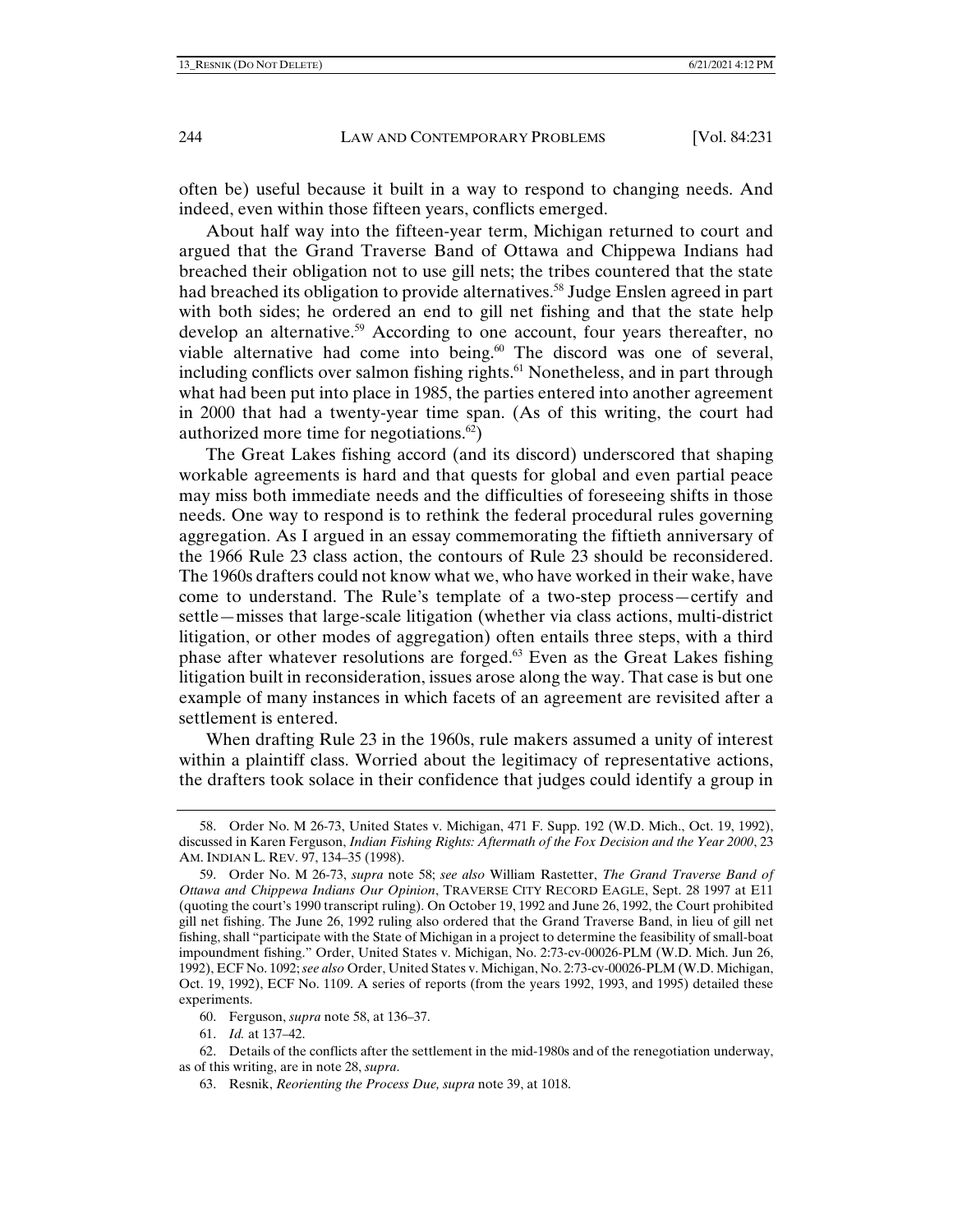often be) useful because it built in a way to respond to changing needs. And indeed, even within those fifteen years, conflicts emerged.

About half way into the fifteen-year term, Michigan returned to court and argued that the Grand Traverse Band of Ottawa and Chippewa Indians had breached their obligation not to use gill nets; the tribes countered that the state had breached its obligation to provide alternatives.[58] Judge Enslen agreed in part with both sides; he ordered an end to gill net fishing and that the state help develop an alternative.[59] According to one account, four years thereafter, no viable alternative had come into being.[60] The discord was one of several, including conflicts over salmon fishing rights.[61] Nonetheless, and in part through what had been put into place in 1985, the parties entered into another agreement in 2000 that had a twenty-year time span. (As of this writing, the court had authorized more time for negotiations.[62])

The Great Lakes fishing accord (and its discord) underscored that shaping workable agreements is hard and that quests for global and even partial peace may miss both immediate needs and the difficulties of foreseeing shifts in those needs. One way to respond is to rethink the federal procedural rules governing aggregation. As I argued in an essay commemorating the fiftieth anniversary of the 1966 Rule 23 class action, the contours of Rule 23 should be reconsidered. The 1960s drafters could not know what we, who have worked in their wake, have come to understand. The Rule's template of a two-step process—certify and settle—misses that large-scale litigation (whether via class actions, multi-district litigation, or other modes of aggregation) often entails three steps, with a third phase after whatever resolutions are forged.[63] Even as the Great Lakes fishing litigation built in reconsideration, issues arose along the way. That case is but one example of many instances in which facets of an agreement are revisited after a settlement is entered.

When drafting Rule 23 in the 1960s, rule makers assumed a unity of interest within a plaintiff class. Worried about the legitimacy of representative actions, the drafters took solace in their confidence that judges could identify a group in

---

58. Order No. M 26-73, United States v. Michigan, 471 F. Supp. 192 (W.D. Mich., Oct. 19, 1992), discussed in Karen Ferguson, *Indian Fishing Rights: Aftermath of the Fox Decision and the Year 2000*, 23 AM. INDIAN L. REV. 97, 134–35 (1998).

59. Order No. M 26-73, *supra* note 58; *see also* William Rastetter, *The Grand Traverse Band of Ottawa and Chippewa Indians Our Opinion*, TRAVERSE CITY RECORD EAGLE, Sept. 28 1997 at E11 (quoting the court's 1990 transcript ruling). On October 19, 1992 and June 26, 1992, the Court prohibited gill net fishing. The June 26, 1992 ruling also ordered that the Grand Traverse Band, in lieu of gill net fishing, shall "participate with the State of Michigan in a project to determine the feasibility of small-boat impoundment fishing." Order, United States v. Michigan, No. 2:73-cv-00026-PLM (W.D. Mich. Jun 26, 1992), ECF No. 1092; *see also* Order, United States v. Michigan, No. 2:73-cv-00026-PLM (W.D. Michigan, Oct. 19, 1992), ECF No. 1109. A series of reports (from the years 1992, 1993, and 1995) detailed these experiments.

60. Ferguson, *supra* note 58, at 136–37.

61. *Id.* at 137–42.

62. Details of the conflicts after the settlement in the mid-1980s and of the renegotiation underway, as of this writing, are in note 28, *supra*.

63. Resnik, *Reorienting the Process Due, supra* note 39, at 1018.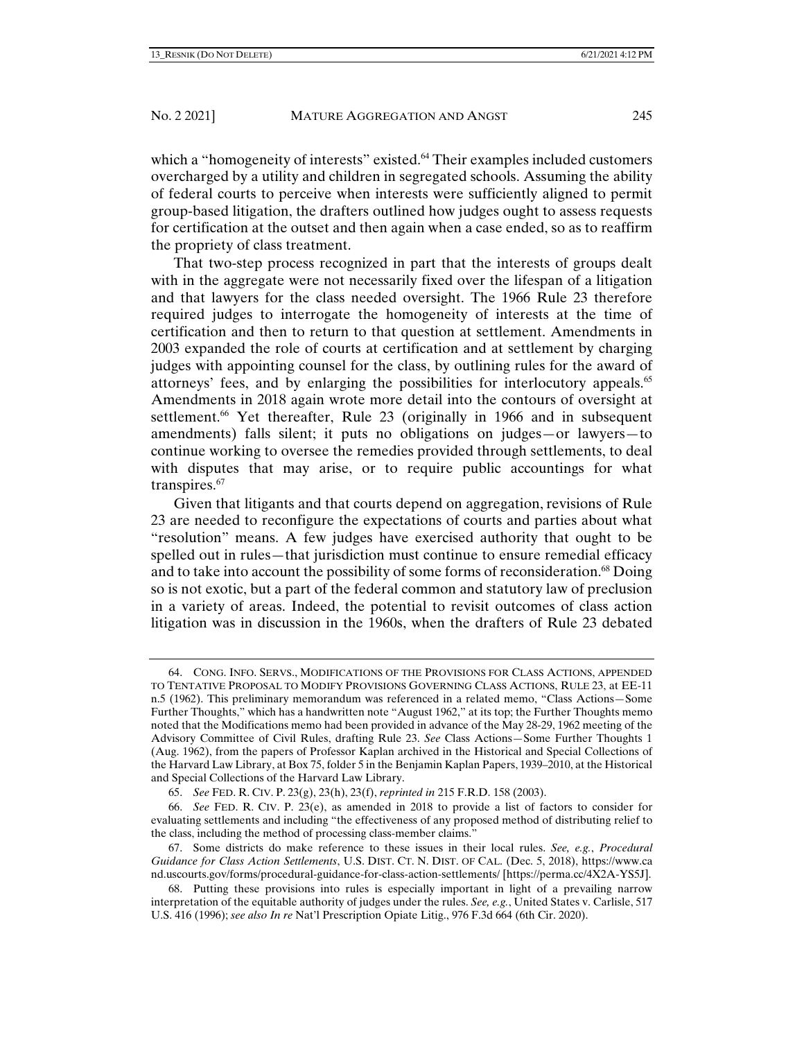which a "homogeneity of interests" existed.[64] Their examples included customers overcharged by a utility and children in segregated schools. Assuming the ability of federal courts to perceive when interests were sufficiently aligned to permit group-based litigation, the drafters outlined how judges ought to assess requests for certification at the outset and then again when a case ended, so as to reaffirm the propriety of class treatment.

That two-step process recognized in part that the interests of groups dealt with in the aggregate were not necessarily fixed over the lifespan of a litigation and that lawyers for the class needed oversight. The 1966 Rule 23 therefore required judges to interrogate the homogeneity of interests at the time of certification and then to return to that question at settlement. Amendments in 2003 expanded the role of courts at certification and at settlement by charging judges with appointing counsel for the class, by outlining rules for the award of attorneys' fees, and by enlarging the possibilities for interlocutory appeals.[65] Amendments in 2018 again wrote more detail into the contours of oversight at settlement.[66] Yet thereafter, Rule 23 (originally in 1966 and in subsequent amendments) falls silent; it puts no obligations on judges—or lawyers—to continue working to oversee the remedies provided through settlements, to deal with disputes that may arise, or to require public accountings for what transpires.[67]

Given that litigants and that courts depend on aggregation, revisions of Rule 23 are needed to reconfigure the expectations of courts and parties about what "resolution" means. A few judges have exercised authority that ought to be spelled out in rules—that jurisdiction must continue to ensure remedial efficacy and to take into account the possibility of some forms of reconsideration.[68] Doing so is not exotic, but a part of the federal common and statutory law of preclusion in a variety of areas. Indeed, the potential to revisit outcomes of class action litigation was in discussion in the 1960s, when the drafters of Rule 23 debated

---

64. CONG. INFO. SERVS., MODIFICATIONS OF THE PROVISIONS FOR CLASS ACTIONS, APPENDED TO TENTATIVE PROPOSAL TO MODIFY PROVISIONS GOVERNING CLASS ACTIONS, RULE 23, at EE-11 n.5 (1962). This preliminary memorandum was referenced in a related memo, "Class Actions—Some Further Thoughts," which has a handwritten note "August 1962," at its top; the Further Thoughts memo noted that the Modifications memo had been provided in advance of the May 28-29, 1962 meeting of the Advisory Committee of Civil Rules, drafting Rule 23. *See* Class Actions—Some Further Thoughts 1 (Aug. 1962), from the papers of Professor Kaplan archived in the Historical and Special Collections of the Harvard Law Library, at Box 75, folder 5 in the Benjamin Kaplan Papers, 1939–2010, at the Historical and Special Collections of the Harvard Law Library.

65. *See* FED. R. CIV. P. 23(g), 23(h), 23(f), *reprinted in* 215 F.R.D. 158 (2003).

66. *See* FED. R. CIV. P. 23(e), as amended in 2018 to provide a list of factors to consider for evaluating settlements and including "the effectiveness of any proposed method of distributing relief to the class, including the method of processing class-member claims."

67. Some districts do make reference to these issues in their local rules. *See, e.g.*, *Procedural Guidance for Class Action Settlements*, U.S. DIST. CT. N. DIST. OF CAL. (Dec. 5, 2018), https://www.cand.uscourts.gov/forms/procedural-guidance-for-class-action-settlements/ [https://perma.cc/4X2A-YS5J].

68. Putting these provisions into rules is especially important in light of a prevailing narrow interpretation of the equitable authority of judges under the rules. *See, e.g.*, United States v. Carlisle, 517 U.S. 416 (1996); *see also In re* Nat'l Prescription Opiate Litig., 976 F.3d 664 (6th Cir. 2020).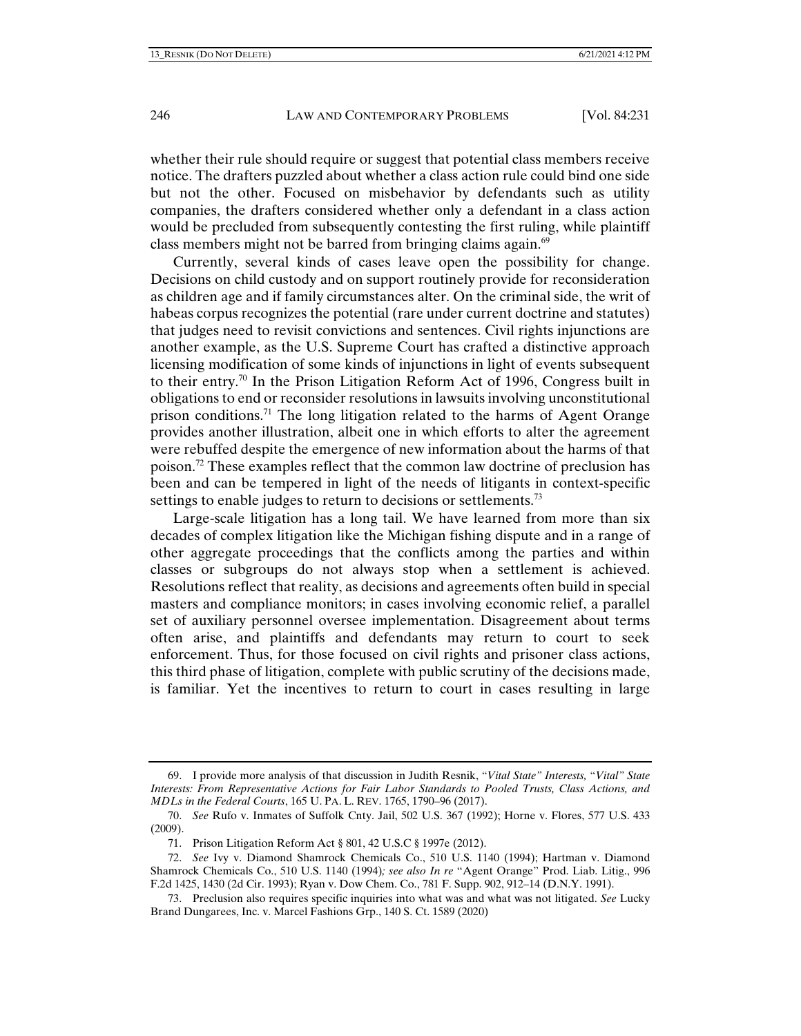whether their rule should require or suggest that potential class members receive notice. The drafters puzzled about whether a class action rule could bind one side but not the other. Focused on misbehavior by defendants such as utility companies, the drafters considered whether only a defendant in a class action would be precluded from subsequently contesting the first ruling, while plaintiff class members might not be barred from bringing claims again.[69]

Currently, several kinds of cases leave open the possibility for change. Decisions on child custody and on support routinely provide for reconsideration as children age and if family circumstances alter. On the criminal side, the writ of habeas corpus recognizes the potential (rare under current doctrine and statutes) that judges need to revisit convictions and sentences. Civil rights injunctions are another example, as the U.S. Supreme Court has crafted a distinctive approach licensing modification of some kinds of injunctions in light of events subsequent to their entry.[70] In the Prison Litigation Reform Act of 1996, Congress built in obligations to end or reconsider resolutions in lawsuits involving unconstitutional prison conditions.[71] The long litigation related to the harms of Agent Orange provides another illustration, albeit one in which efforts to alter the agreement were rebuffed despite the emergence of new information about the harms of that poison.[72] These examples reflect that the common law doctrine of preclusion has been and can be tempered in light of the needs of litigants in context-specific settings to enable judges to return to decisions or settlements.[73]

Large-scale litigation has a long tail. We have learned from more than six decades of complex litigation like the Michigan fishing dispute and in a range of other aggregate proceedings that the conflicts among the parties and within classes or subgroups do not always stop when a settlement is achieved. Resolutions reflect that reality, as decisions and agreements often build in special masters and compliance monitors; in cases involving economic relief, a parallel set of auxiliary personnel oversee implementation. Disagreement about terms often arise, and plaintiffs and defendants may return to court to seek enforcement. Thus, for those focused on civil rights and prisoner class actions, this third phase of litigation, complete with public scrutiny of the decisions made, is familiar. Yet the incentives to return to court in cases resulting in large

---

69. I provide more analysis of that discussion in Judith Resnik, "*Vital State" Interests,* "*Vital" State Interests: From Representative Actions for Fair Labor Standards to Pooled Trusts, Class Actions, and MDLs in the Federal Courts*, 165 U. PA. L. REV. 1765, 1790–96 (2017).

70. *See* Rufo v. Inmates of Suffolk Cnty. Jail, 502 U.S. 367 (1992); Horne v. Flores, 577 U.S. 433 (2009).

71. Prison Litigation Reform Act § 801, 42 U.S.C § 1997e (2012).

72. *See* Ivy v. Diamond Shamrock Chemicals Co., 510 U.S. 1140 (1994); Hartman v. Diamond Shamrock Chemicals Co., 510 U.S. 1140 (1994)*; see also In re* "Agent Orange" Prod. Liab. Litig., 996 F.2d 1425, 1430 (2d Cir. 1993); Ryan v. Dow Chem. Co., 781 F. Supp. 902, 912–14 (D.N.Y. 1991).

73. Preclusion also requires specific inquiries into what was and what was not litigated. *See* Lucky Brand Dungarees, Inc. v. Marcel Fashions Grp., 140 S. Ct. 1589 (2020)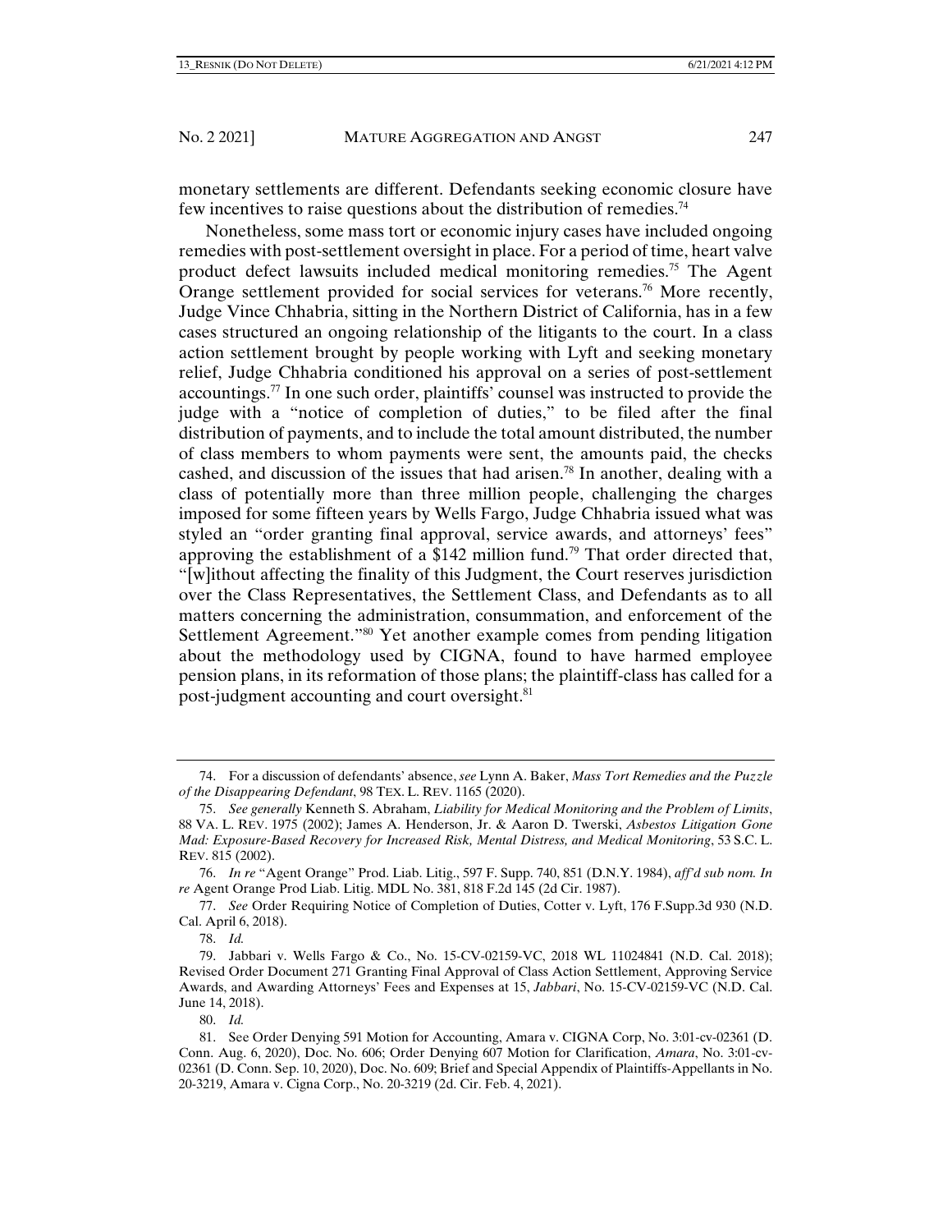monetary settlements are different. Defendants seeking economic closure have few incentives to raise questions about the distribution of remedies.[74]

Nonetheless, some mass tort or economic injury cases have included ongoing remedies with post-settlement oversight in place. For a period of time, heart valve product defect lawsuits included medical monitoring remedies.[75] The Agent Orange settlement provided for social services for veterans.[76] More recently, Judge Vince Chhabria, sitting in the Northern District of California, has in a few cases structured an ongoing relationship of the litigants to the court. In a class action settlement brought by people working with Lyft and seeking monetary relief, Judge Chhabria conditioned his approval on a series of post-settlement accountings.[77] In one such order, plaintiffs' counsel was instructed to provide the judge with a "notice of completion of duties," to be filed after the final distribution of payments, and to include the total amount distributed, the number of class members to whom payments were sent, the amounts paid, the checks cashed, and discussion of the issues that had arisen.[78] In another, dealing with a class of potentially more than three million people, challenging the charges imposed for some fifteen years by Wells Fargo, Judge Chhabria issued what was styled an "order granting final approval, service awards, and attorneys' fees" approving the establishment of a $142 million fund.[79] That order directed that, "[w]ithout affecting the finality of this Judgment, the Court reserves jurisdiction over the Class Representatives, the Settlement Class, and Defendants as to all matters concerning the administration, consummation, and enforcement of the Settlement Agreement."[80] Yet another example comes from pending litigation about the methodology used by CIGNA, found to have harmed employee pension plans, in its reformation of those plans; the plaintiff-class has called for a post-judgment accounting and court oversight.[81]

---

74. For a discussion of defendants' absence, *see* Lynn A. Baker, *Mass Tort Remedies and the Puzzle of the Disappearing Defendant*, 98 TEX. L. REV. 1165 (2020).

75. *See generally* Kenneth S. Abraham, *Liability for Medical Monitoring and the Problem of Limits*, 88 VA. L. REV. 1975 (2002); James A. Henderson, Jr. & Aaron D. Twerski, *Asbestos Litigation Gone Mad: Exposure-Based Recovery for Increased Risk, Mental Distress, and Medical Monitoring*, 53 S.C. L. REV. 815 (2002).

76. *In re* "Agent Orange" Prod. Liab. Litig., 597 F. Supp. 740, 851 (D.N.Y. 1984), *aff'd sub nom. In re* Agent Orange Prod Liab. Litig. MDL No. 381, 818 F.2d 145 (2d Cir. 1987).

77. *See* Order Requiring Notice of Completion of Duties, Cotter v. Lyft, 176 F.Supp.3d 930 (N.D. Cal. April 6, 2018).

78. *Id.*

79. Jabbari v. Wells Fargo & Co., No. 15-CV-02159-VC, 2018 WL 11024841 (N.D. Cal. 2018); Revised Order Document 271 Granting Final Approval of Class Action Settlement, Approving Service Awards, and Awarding Attorneys' Fees and Expenses at 15, *Jabbari*, No. 15-CV-02159-VC (N.D. Cal. June 14, 2018).

80. *Id.*

81. See Order Denying 591 Motion for Accounting, Amara v. CIGNA Corp, No. 3:01-cv-02361 (D. Conn. Aug. 6, 2020), Doc. No. 606; Order Denying 607 Motion for Clarification, *Amara*, No. 3:01-cv-02361 (D. Conn. Sep. 10, 2020), Doc. No. 609; Brief and Special Appendix of Plaintiffs-Appellants in No. 20-3219, Amara v. Cigna Corp., No. 20-3219 (2d. Cir. Feb. 4, 2021).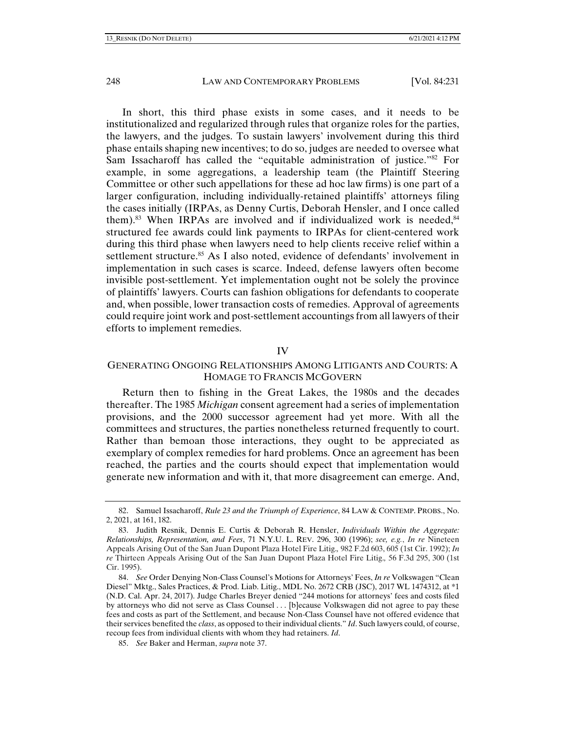In short, this third phase exists in some cases, and it needs to be institutionalized and regularized through rules that organize roles for the parties, the lawyers, and the judges. To sustain lawyers' involvement during this third phase entails shaping new incentives; to do so, judges are needed to oversee what Sam Issacharoff has called the "equitable administration of justice."[82] For example, in some aggregations, a leadership team (the Plaintiff Steering Committee or other such appellations for these ad hoc law firms) is one part of a larger configuration, including individually-retained plaintiffs' attorneys filing the cases initially (IRPAs, as Denny Curtis, Deborah Hensler, and I once called them).[83] When IRPAs are involved and if individualized work is needed,[84] structured fee awards could link payments to IRPAs for client-centered work during this third phase when lawyers need to help clients receive relief within a settlement structure.[85] As I also noted, evidence of defendants' involvement in implementation in such cases is scarce. Indeed, defense lawyers often become invisible post-settlement. Yet implementation ought not be solely the province of plaintiffs' lawyers. Courts can fashion obligations for defendants to cooperate and, when possible, lower transaction costs of remedies. Approval of agreements could require joint work and post-settlement accountings from all lawyers of their efforts to implement remedies.

## IV

## GENERATING ONGOING RELATIONSHIPS AMONG LITIGANTS AND COURTS: A HOMAGE TO FRANCIS MCGOVERN

Return then to fishing in the Great Lakes, the 1980s and the decades thereafter. The 1985 *Michigan* consent agreement had a series of implementation provisions, and the 2000 successor agreement had yet more. With all the committees and structures, the parties nonetheless returned frequently to court. Rather than bemoan those interactions, they ought to be appreciated as exemplary of complex remedies for hard problems. Once an agreement has been reached, the parties and the courts should expect that implementation would generate new information and with it, that more disagreement can emerge. And,

---

82. Samuel Issacharoff, *Rule 23 and the Triumph of Experience*, 84 LAW & CONTEMP. PROBS., No. 2, 2021, at 161, 182.

83. Judith Resnik, Dennis E. Curtis & Deborah R. Hensler, *Individuals Within the Aggregate: Relationships, Representation, and Fees*, 71 N.Y.U. L. REV. 296, 300 (1996); *see, e.g.*, *In re* Nineteen Appeals Arising Out of the San Juan Dupont Plaza Hotel Fire Litig., 982 F.2d 603, 605 (1st Cir. 1992); *In re* Thirteen Appeals Arising Out of the San Juan Dupont Plaza Hotel Fire Litig., 56 F.3d 295, 300 (1st Cir. 1995).

84. *See* Order Denying Non-Class Counsel's Motions for Attorneys' Fees, *In re* Volkswagen "Clean Diesel" Mktg., Sales Practices, & Prod. Liab. Litig., MDL No. 2672 CRB (JSC), 2017 WL 1474312, at *1 (N.D. Cal. Apr. 24, 2017). Judge Charles Breyer denied "244 motions for attorneys' fees and costs filed by attorneys who did not serve as Class Counsel . . . [b]ecause Volkswagen did not agree to pay these fees and costs as part of the Settlement, and because Non-Class Counsel have not offered evidence that their services benefited the *class*, as opposed to their individual clients." *Id*. Such lawyers could, of course, recoup fees from individual clients with whom they had retainers. *Id*.

85. *See* Baker and Herman, *supra* note 37.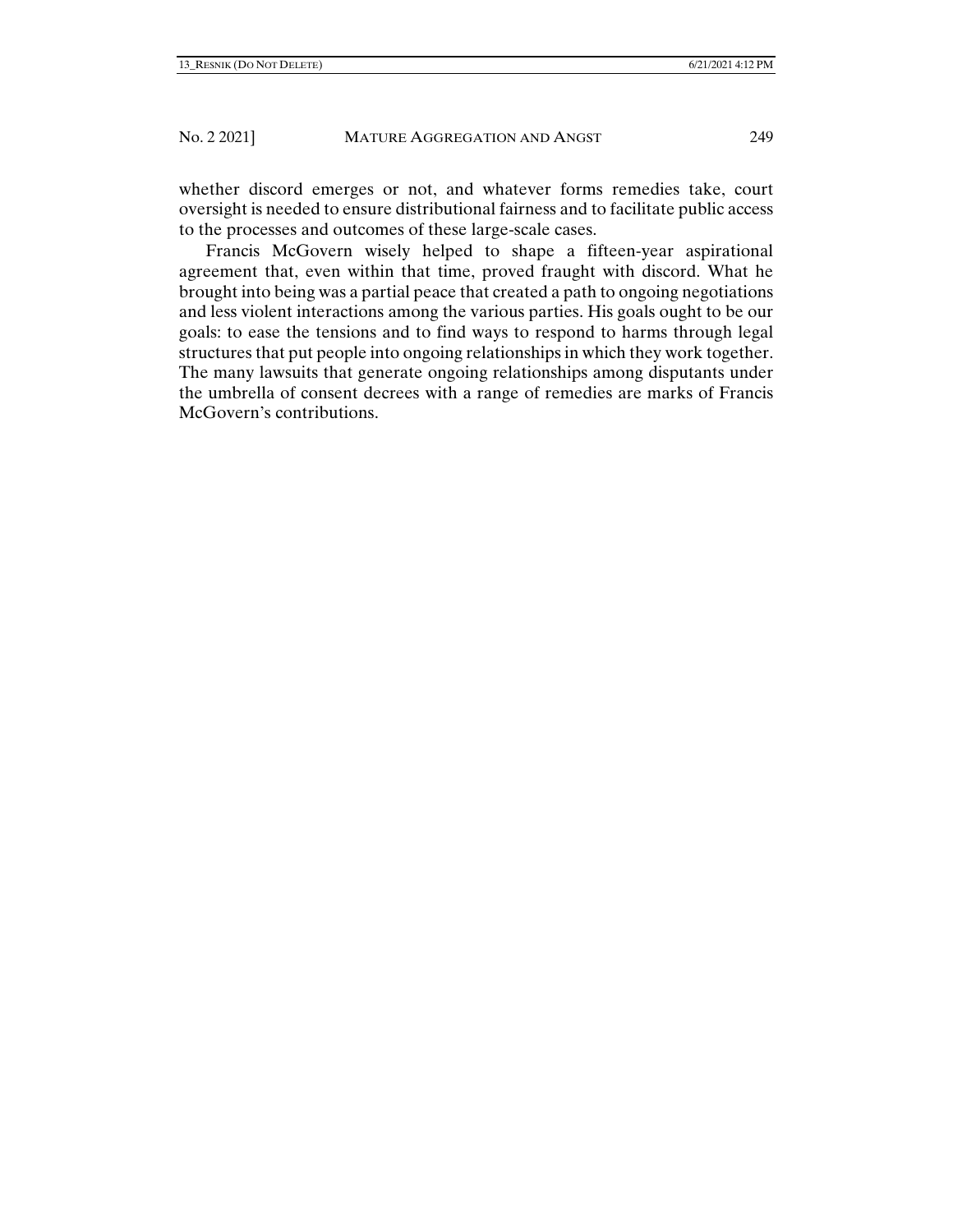whether discord emerges or not, and whatever forms remedies take, court oversight is needed to ensure distributional fairness and to facilitate public access to the processes and outcomes of these large-scale cases.

Francis McGovern wisely helped to shape a fifteen-year aspirational agreement that, even within that time, proved fraught with discord. What he brought into being was a partial peace that created a path to ongoing negotiations and less violent interactions among the various parties. His goals ought to be our goals: to ease the tensions and to find ways to respond to harms through legal structures that put people into ongoing relationships in which they work together. The many lawsuits that generate ongoing relationships among disputants under the umbrella of consent decrees with a range of remedies are marks of Francis McGovern's contributions.